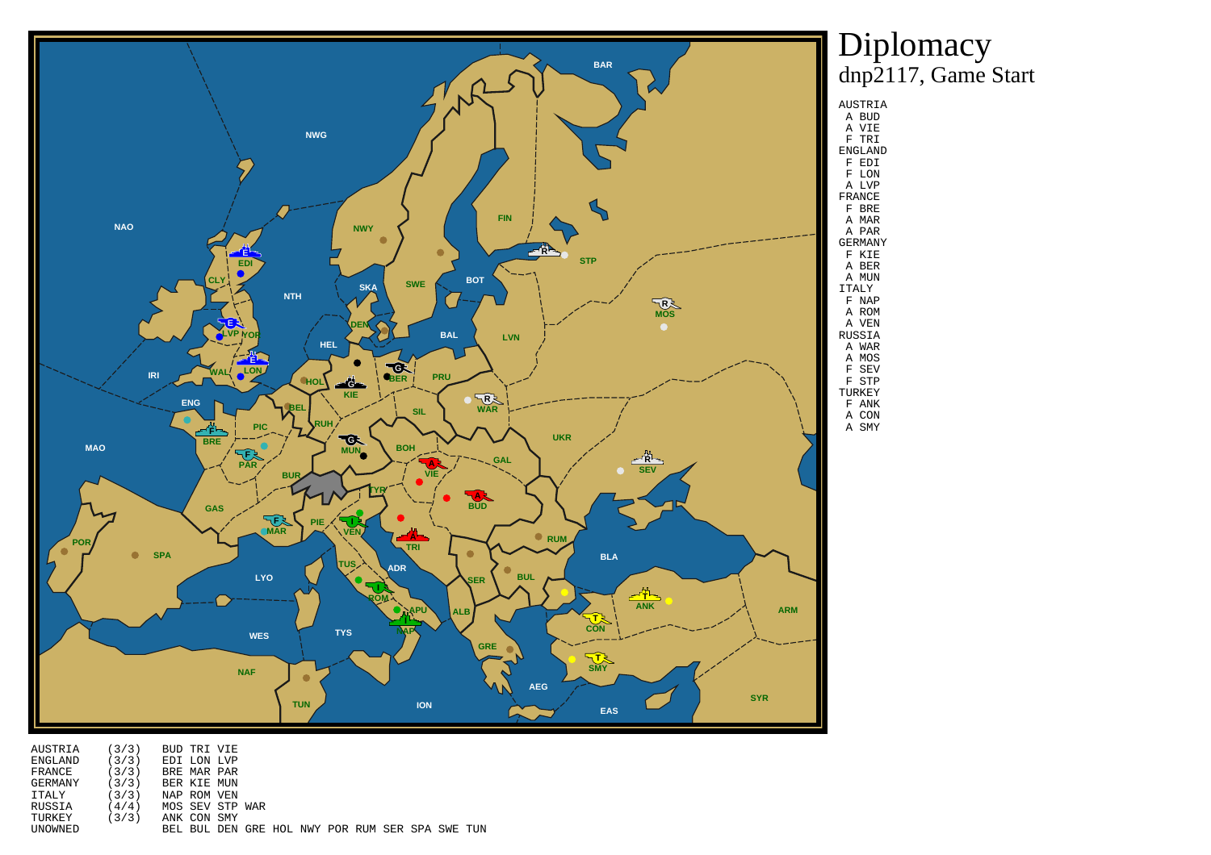# Diplomacy

dnp2117, Game Start

```
AUSTRIA
 A BUD
 A VIE
 F TRI
ENGLAND
 F EDI
 F LON
 A LVP
FRANCE
 F BRE
 A MAR
 A PAR
GERMANY
 F KIE
 A BER
 A MUN
ITALY
 F NAP
 A ROM
 A VEN
RUSSIA
 A WAR
 A MOS
 F SEV
 F STP
TURKEY
 F ANK
 A CON
 A SMY
```

| | | |
|---|---|---|
| AUSTRIA | (3/3) | BUD TRI VIE |
| ENGLAND | (3/3) | EDI LON LVP |
| FRANCE | (3/3) | BRE MAR PAR |
| GERMANY | (3/3) | BER KIE MUN |
| ITALY | (3/3) | NAP ROM VEN |
| RUSSIA | (4/4) | MOS SEV STP WAR |
| TURKEY | (3/3) | ANK CON SMY |
| UNOWNED | | BEL BUL DEN GRE HOL NWY POR RUM SER SPA SWE TUN |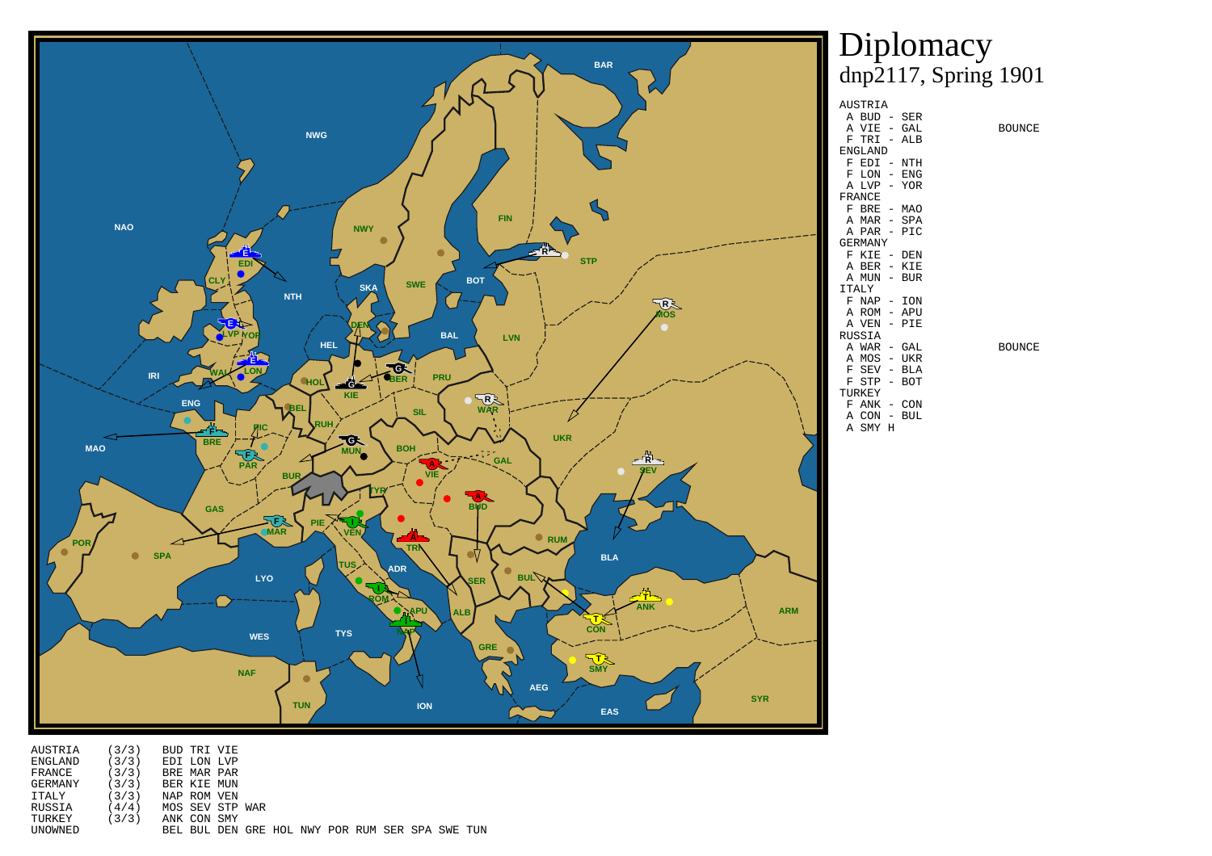# Diplomacy

dnp2117, Spring 1901

```
AUSTRIA
 A BUD - SER
 A VIE - GAL           BOUNCE
 F TRI - ALB
ENGLAND
 F EDI - NTH
 F LON - ENG
 A LVP - YOR
FRANCE
 F BRE - MAO
 A MAR - SPA
 A PAR - PIC
GERMANY
 F KIE - DEN
 A BER - KIE
 A MUN - BUR
ITALY
 F NAP - ION
 A ROM - APU
 A VEN - PIE
RUSSIA
 A WAR - GAL          BOUNCE
 A MOS - UKR
 F SEV - BLA
 F STP - BOT
TURKEY
 F ANK - CON
 A CON - BUL
 A SMY H
```

```
AUSTRIA    (3/3)   BUD TRI VIE
ENGLAND    (3/3)   EDI LON LVP
FRANCE     (3/3)   BRE MAR PAR
GERMANY    (3/3)   BER KIE MUN
ITALY      (3/3)   NAP ROM VEN
RUSSIA     (4/4)   MOS SEV STP WAR
TURKEY     (3/3)   ANK CON SMY
UNOWNED            BEL BUL DEN GRE HOL NWY POR RUM SER SPA SWE TUN
```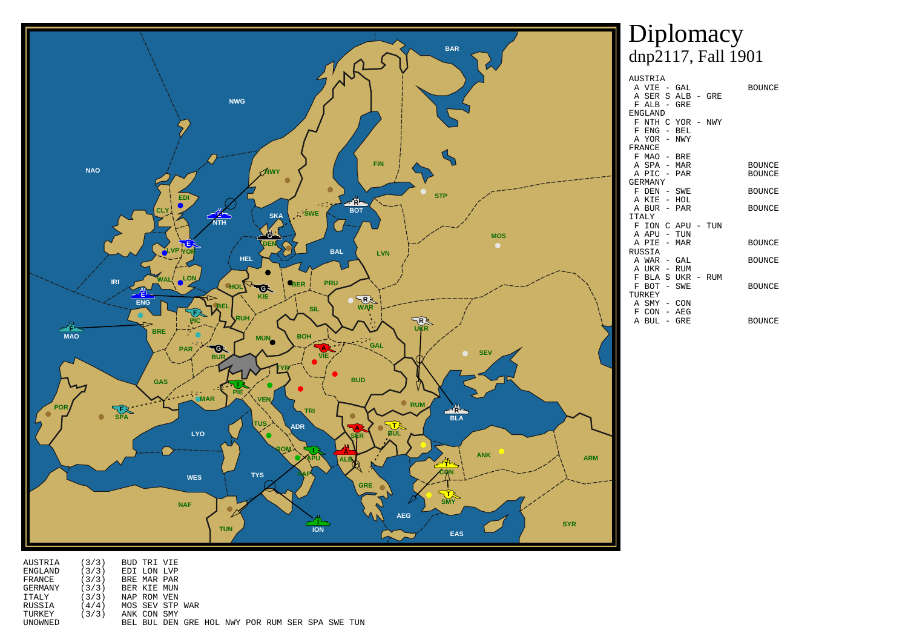# Diplomacy

dnp2117, Fall 1901

```
AUSTRIA
 A VIE - GAL                  BOUNCE
 A SER S ALB - GRE
 F ALB - GRE
ENGLAND
 F NTH C YOR - NWY
 F ENG - BEL
 A YOR - NWY
FRANCE
 F MAO - BRE
 A SPA - MAR                  BOUNCE
 A PIC - PAR                  BOUNCE
GERMANY
 F DEN - SWE                  BOUNCE
 A KIE - HOL
 A BUR - PAR                  BOUNCE
ITALY
 F ION C APU - TUN
 A APU - TUN
 A PIE - MAR                  BOUNCE
RUSSIA
 A WAR - GAL                  BOUNCE
 A UKR - RUM
 F BLA S UKR - RUM
 F BOT - SWE                  BOUNCE
TURKEY
 A SMY - CON
 F CON - AEG
 A BUL - GRE                  BOUNCE
```

```
AUSTRIA    (3/3)   BUD TRI VIE
ENGLAND    (3/3)   EDI LON LVP
FRANCE     (3/3)   BRE MAR PAR
GERMANY    (3/3)   BER KIE MUN
ITALY      (3/3)   NAP ROM VEN
RUSSIA     (4/4)   MOS SEV STP WAR
TURKEY     (3/3)   ANK CON SMY
UNOWNED            BEL BUL DEN GRE HOL NWY POR RUM SER SPA SWE TUN
```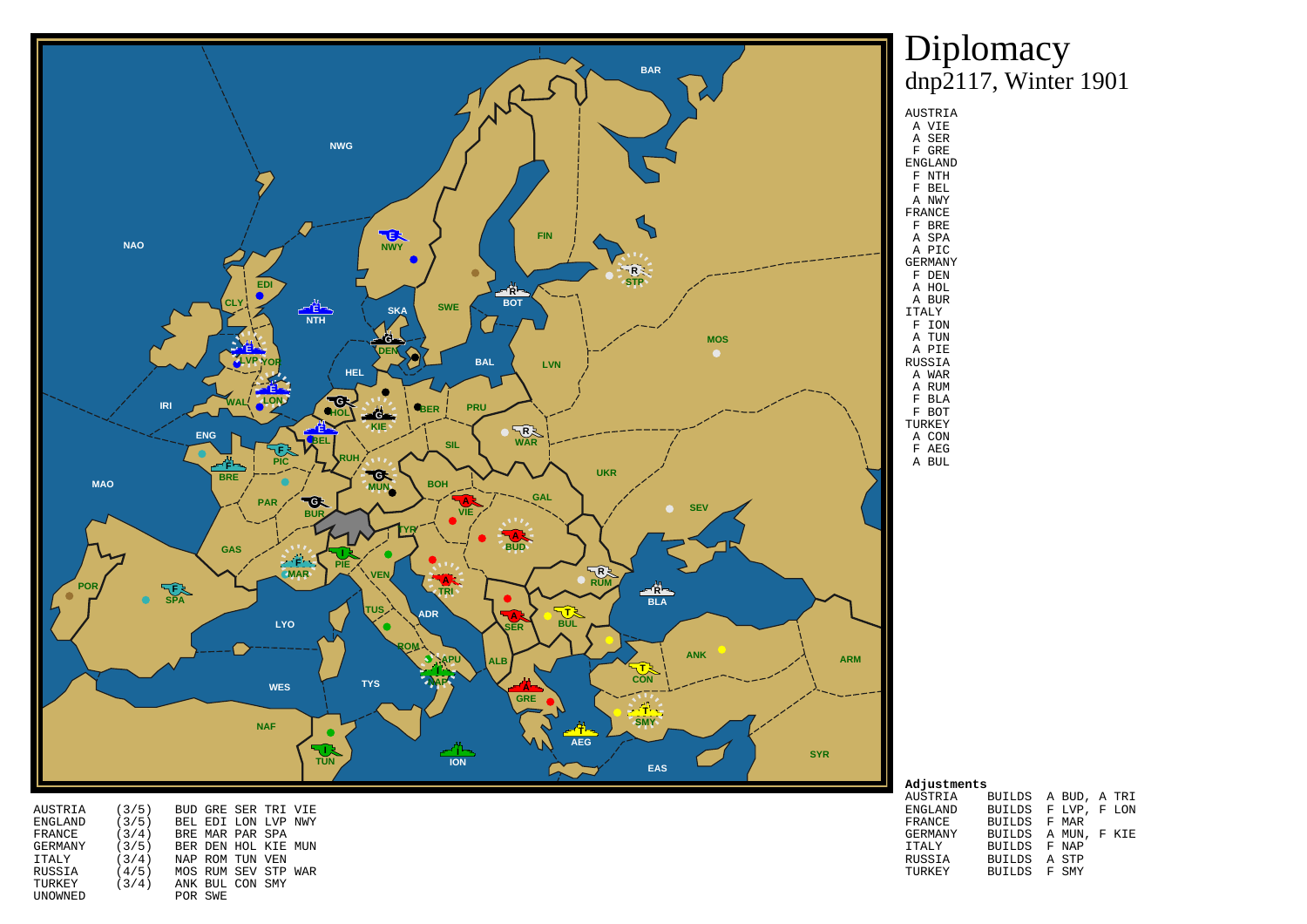# Diplomacy

dnp2117, Winter 1901

AUSTRIA
- A VIE
- A SER
- F GRE

ENGLAND
- F NTH
- F BEL
- A NWY

FRANCE
- F BRE
- A SPA
- A PIC

GERMANY
- F DEN
- A HOL
- A BUR

ITALY
- F ION
- A TUN
- A PIE

RUSSIA
- A WAR
- A RUM
- F BLA
- F BOT

TURKEY
- A CON
- F AEG
- A BUL

**Adjustments**

| | | |
|---|---|---|
| AUSTRIA | BUILDS | A BUD, A TRI |
| ENGLAND | BUILDS | F LVP, F LON |
| FRANCE | BUILDS | F MAR |
| GERMANY | BUILDS | A MUN, F KIE |
| ITALY | BUILDS | F NAP |
| RUSSIA | BUILDS | A STP |
| TURKEY | BUILDS | F SMY |

| | | |
|---|---|---|
| AUSTRIA | (3/5) | BUD GRE SER TRI VIE |
| ENGLAND | (3/5) | BEL EDI LON LVP NWY |
| FRANCE | (3/4) | BRE MAR PAR SPA |
| GERMANY | (3/5) | BER DEN HOL KIE MUN |
| ITALY | (3/4) | NAP ROM TUN VEN |
| RUSSIA | (4/5) | MOS RUM SEV STP WAR |
| TURKEY | (3/4) | ANK BUL CON SMY |
| UNOWNED | | POR SWE |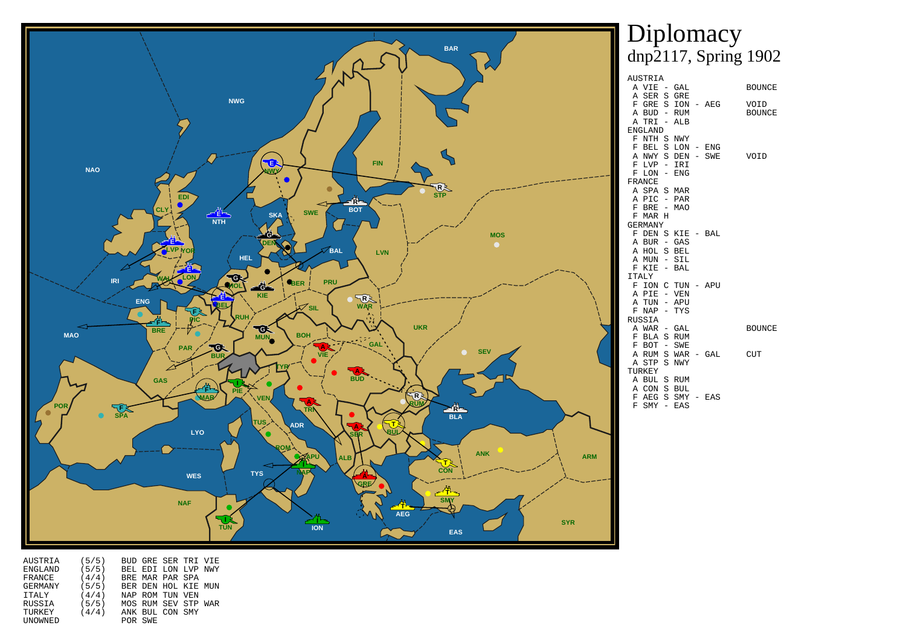# Diplomacy
dnp2117, Spring 1902

```
AUSTRIA
 A VIE - GAL                    BOUNCE
 A SER S GRE
 F GRE S ION - AEG              VOID
 A BUD - RUM                    BOUNCE
 A TRI - ALB
ENGLAND
 F NTH S NWY
 F BEL S LON - ENG
 A NWY S DEN - SWE              VOID
 F LVP - IRI
 F LON - ENG
FRANCE
 A SPA S MAR
 A PIC - PAR
 F BRE - MAO
 F MAR H
GERMANY
 F DEN S KIE - BAL
 A BUR - GAS
 A HOL S BEL
 A MUN - SIL
 F KIE - BAL
ITALY
 F ION C TUN - APU
 A PIE - VEN
 A TUN - APU
 F NAP - TYS
RUSSIA
 A WAR - GAL                    BOUNCE
 F BLA S RUM
 F BOT - SWE
 A RUM S WAR - GAL              CUT
 A STP S NWY
TURKEY
 A BUL S RUM
 A CON S BUL
 F AEG S SMY - EAS
 F SMY - EAS
```

```
AUSTRIA    (5/5)    BUD GRE SER TRI VIE
ENGLAND    (5/5)    BEL EDI LON LVP NWY
FRANCE     (4/4)    BRE MAR PAR SPA
GERMANY    (5/5)    BER DEN HOL KIE MUN
ITALY      (4/4)    NAP ROM TUN VEN
RUSSIA     (5/5)    MOS RUM SEV STP WAR
TURKEY     (4/4)    ANK BUL CON SMY
UNOWNED             POR SWE
```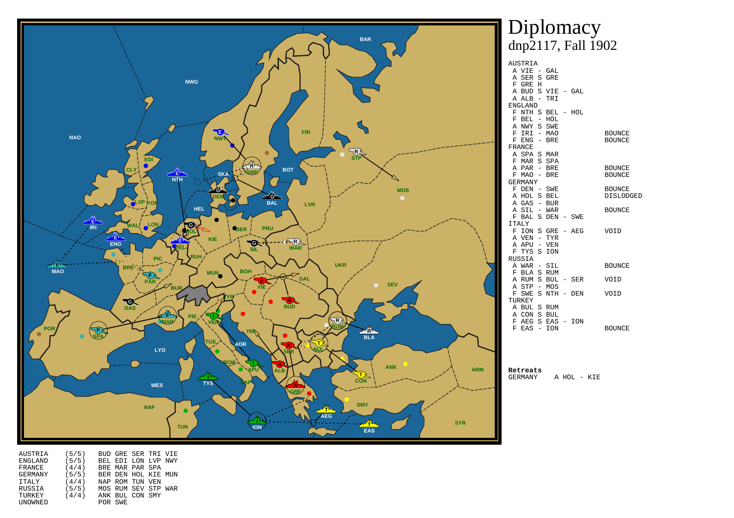# Diplomacy
## dnp2117, Fall 1902

```
AUSTRIA
 A VIE - GAL
 A SER S GRE
 F GRE H
 A BUD S VIE - GAL
 A ALB - TRI
ENGLAND
 F NTH S BEL - HOL
 F BEL - HOL
 A NWY S SWE
 F IRI - MAO            BOUNCE
 F ENG - BRE            BOUNCE
FRANCE
 A SPA S MAR
 F MAR S SPA
 A PAR - BRE            BOUNCE
 F MAO - BRE            BOUNCE
GERMANY
 F DEN - SWE            BOUNCE
 A HOL S BEL            DISLODGED
 A GAS - BUR
 A SIL - WAR            BOUNCE
 F BAL S DEN - SWE
ITALY
 F ION S GRE - AEG      VOID
 A VEN - TYR
 A APU - VEN
 F TYS S ION
RUSSIA
 A WAR - SIL            BOUNCE
 F BLA S RUM
 A RUM S BUL - SER      VOID
 A STP - MOS
 F SWE S NTH - DEN      VOID
TURKEY
 A BUL S RUM
 A CON S BUL
 F AEG S EAS - ION
 F EAS - ION            BOUNCE
```

**Retreats**

```
GERMANY     A HOL - KIE
```

```
AUSTRIA    (5/5)    BUD GRE SER TRI VIE
ENGLAND    (5/5)    BEL EDI LON LVP NWY
FRANCE     (4/4)    BRE MAR PAR SPA
GERMANY    (5/5)    BER DEN HOL KIE MUN
ITALY      (4/4)    NAP ROM TUN VEN
RUSSIA     (5/5)    MOS RUM SEV STP WAR
TURKEY     (4/4)    ANK BUL CON SMY
UNOWNED             POR SWE
```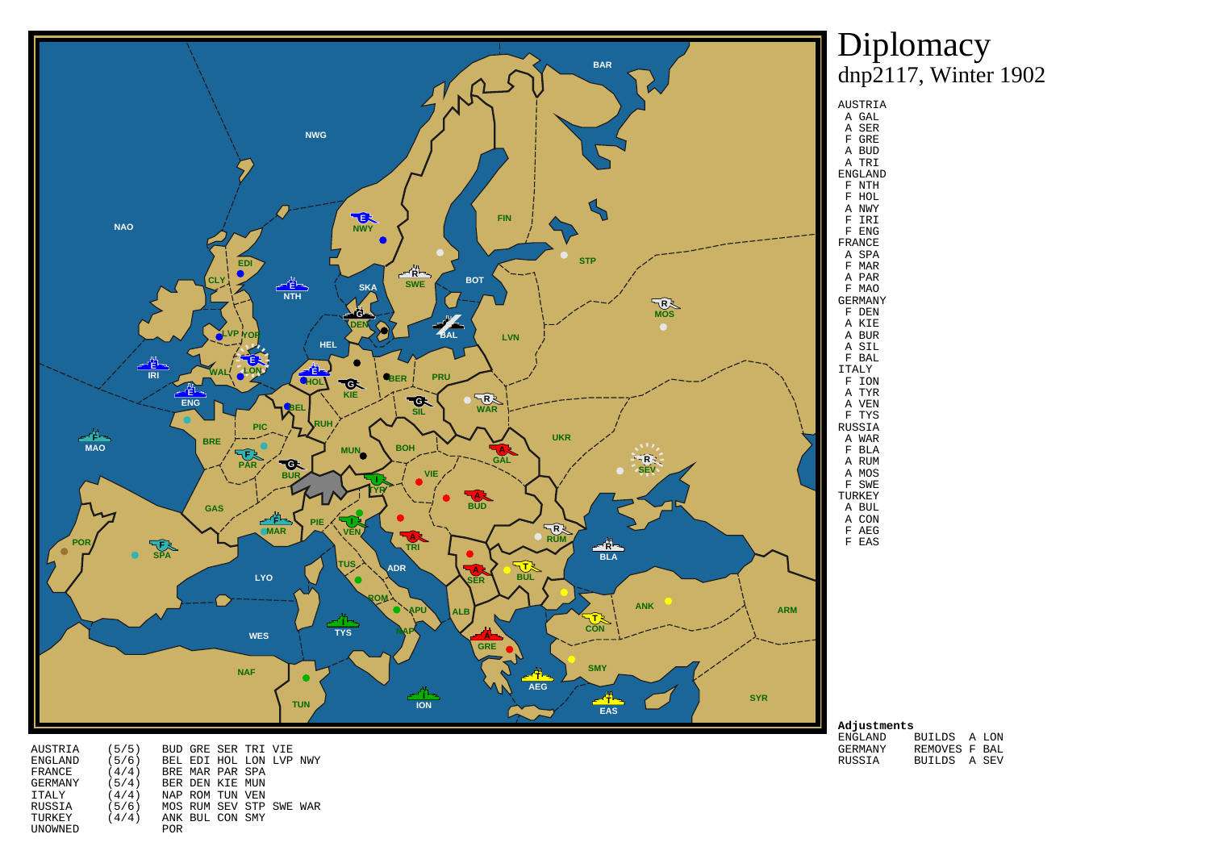# Diplomacy

dnp2117, Winter 1902

AUSTRIA
- A GAL
- A SER
- F GRE
- A BUD
- A TRI

ENGLAND
- F NTH
- F HOL
- A NWY
- F IRI
- F ENG

FRANCE
- A SPA
- F MAR
- A PAR
- F MAO

GERMANY
- F DEN
- A KIE
- A BUR
- A SIL
- F BAL

ITALY
- F ION
- A TYR
- A VEN
- F TYS

RUSSIA
- A WAR
- F BLA
- A RUM
- A MOS
- F SWE

TURKEY
- A BUL
- A CON
- F AEG
- F EAS

**Adjustments**

| | | |
|---|---|---|
| ENGLAND | BUILDS | A LON |
| GERMANY | REMOVES | F BAL |
| RUSSIA | BUILDS | A SEV |

| | | |
|---|---|---|
| AUSTRIA | (5/5) | BUD GRE SER TRI VIE |
| ENGLAND | (5/6) | BEL EDI HOL LON LVP NWY |
| FRANCE | (4/4) | BRE MAR PAR SPA |
| GERMANY | (5/4) | BER DEN KIE MUN |
| ITALY | (4/4) | NAP ROM TUN VEN |
| RUSSIA | (5/6) | MOS RUM SEV STP SWE WAR |
| TURKEY | (4/4) | ANK BUL CON SMY |
| UNOWNED | | POR |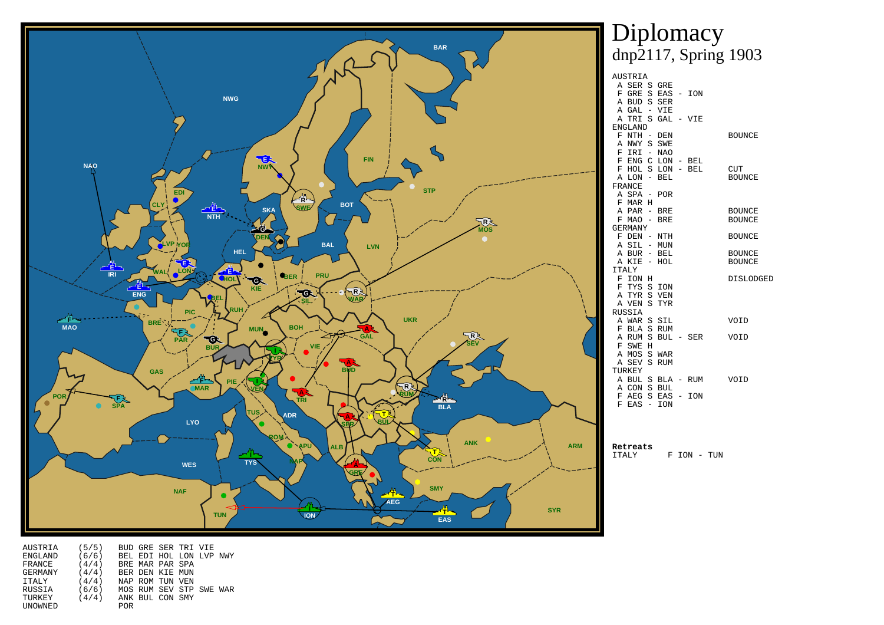# Diplomacy

dnp2117, Spring 1903

AUSTRIA
- A SER S GRE
- F GRE S EAS - ION
- A BUD S SER
- A GAL - VIE
- A TRI S GAL - VIE

ENGLAND
- F NTH - DEN — BOUNCE
- A NWY S SWE
- F IRI - NAO
- F ENG C LON - BEL
- F HOL S LON - BEL — CUT
- A LON - BEL — BOUNCE

FRANCE
- A SPA - POR
- F MAR H
- A PAR - BRE — BOUNCE
- F MAO - BRE — BOUNCE

GERMANY
- F DEN - NTH — BOUNCE
- A SIL - MUN
- A BUR - BEL — BOUNCE
- A KIE - HOL — BOUNCE

ITALY
- F ION H — DISLODGED
- F TYS S ION
- A TYR S VEN
- A VEN S TYR

RUSSIA
- A WAR S SIL — VOID
- F BLA S RUM
- A RUM S BUL - SER — VOID
- F SWE H
- A MOS S WAR
- A SEV S RUM

TURKEY
- A BUL S BLA - RUM — VOID
- A CON S BUL
- F AEG S EAS - ION
- F EAS - ION

**Retreats**

ITALY — F ION - TUN

| Power | Centers | Supply Centers |
|---|---|---|
| AUSTRIA | (5/5) | BUD GRE SER TRI VIE |
| ENGLAND | (6/6) | BEL EDI HOL LON LVP NWY |
| FRANCE | (4/4) | BRE MAR PAR SPA |
| GERMANY | (4/4) | BER DEN KIE MUN |
| ITALY | (4/4) | NAP ROM TUN VEN |
| RUSSIA | (6/6) | MOS RUM SEV STP SWE WAR |
| TURKEY | (4/4) | ANK BUL CON SMY |
| UNOWNED | | POR |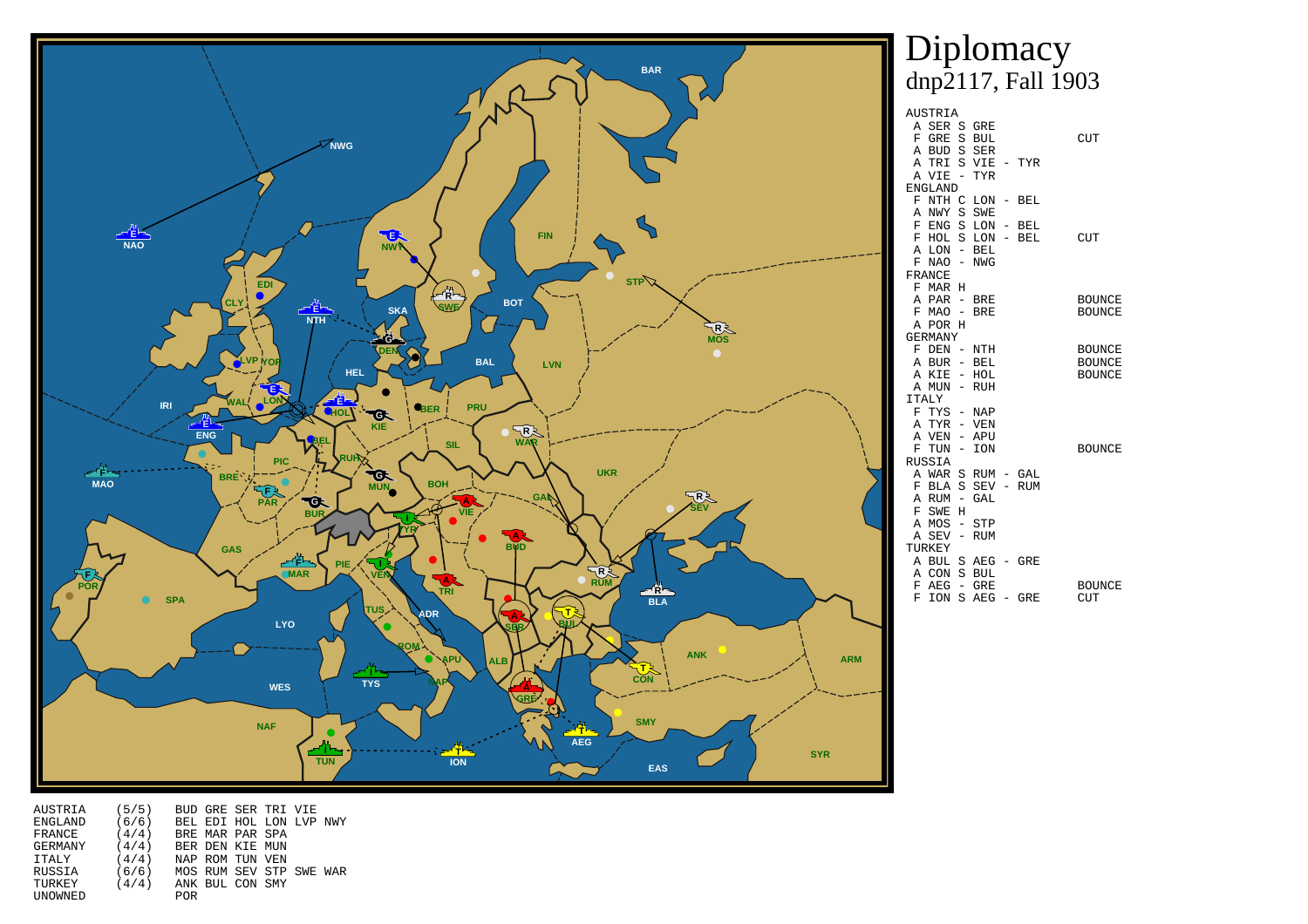# Diplomacy

## dnp2117, Fall 1903

```
AUSTRIA
 A SER S GRE
 F GRE S BUL                    CUT
 A BUD S SER
 A TRI S VIE - TYR
 A VIE - TYR
ENGLAND
 F NTH C LON - BEL
 A NWY S SWE
 F ENG S LON - BEL
 F HOL S LON - BEL              CUT
 A LON - BEL
 F NAO - NWG
FRANCE
 F MAR H
 A PAR - BRE                    BOUNCE
 F MAO - BRE                    BOUNCE
 A POR H
GERMANY
 F DEN - NTH                    BOUNCE
 A BUR - BEL                    BOUNCE
 A KIE - HOL                    BOUNCE
 A MUN - RUH
ITALY
 F TYS - NAP
 A TYR - VEN
 A VEN - APU
 F TUN - ION                    BOUNCE
RUSSIA
 A WAR S RUM - GAL
 F BLA S SEV - RUM
 A RUM - GAL
 F SWE H
 A MOS - STP
 A SEV - RUM
TURKEY
 A BUL S AEG - GRE
 A CON S BUL
 F AEG - GRE                    BOUNCE
 F ION S AEG - GRE              CUT
```

```
AUSTRIA    (5/5)   BUD GRE SER TRI VIE
ENGLAND    (6/6)   BEL EDI HOL LON LVP NWY
FRANCE     (4/4)   BRE MAR PAR SPA
GERMANY    (4/4)   BER DEN KIE MUN
ITALY      (4/4)   NAP ROM TUN VEN
RUSSIA     (6/6)   MOS RUM SEV STP SWE WAR
TURKEY     (4/4)   ANK BUL CON SMY
UNOWNED            POR
```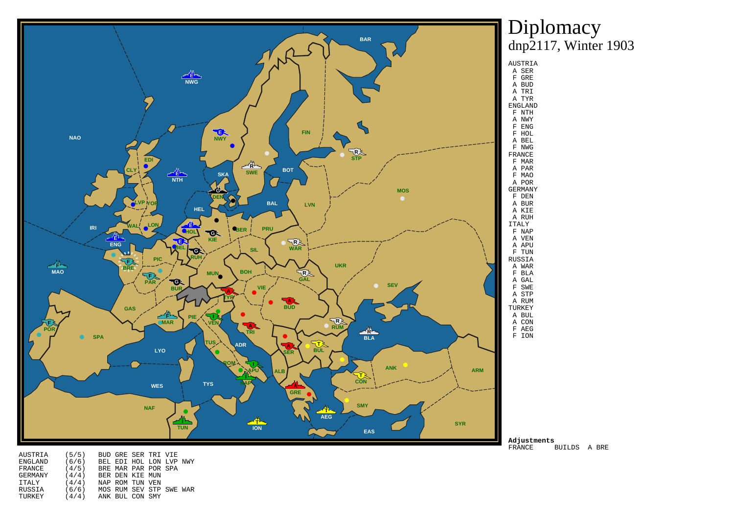# Diplomacy

dnp2117, Winter 1903

```
AUSTRIA
 A SER
 F GRE
 A BUD
 A TRI
 A TYR
ENGLAND
 F NTH
 A NWY
 F ENG
 F HOL
 A BEL
 F NWG
FRANCE
 F MAR
 A PAR
 F MAO
 A POR
GERMANY
 F DEN
 A BUR
 A KIE
 A RUH
ITALY
 F NAP
 A VEN
 A APU
 F TUN
RUSSIA
 A WAR
 F BLA
 A GAL
 F SWE
 A STP
 A RUM
TURKEY
 A BUL
 A CON
 F AEG
 F ION
```

**Adjustments**

```
FRANCE      BUILDS  A BRE
```

```
AUSTRIA    (5/5)    BUD GRE SER TRI VIE
ENGLAND    (6/6)    BEL EDI HOL LON LVP NWY
FRANCE     (4/5)    BRE MAR PAR POR SPA
GERMANY    (4/4)    BER DEN KIE MUN
ITALY      (4/4)    NAP ROM TUN VEN
RUSSIA     (6/6)    MOS RUM SEV STP SWE WAR
TURKEY     (4/4)    ANK BUL CON SMY
```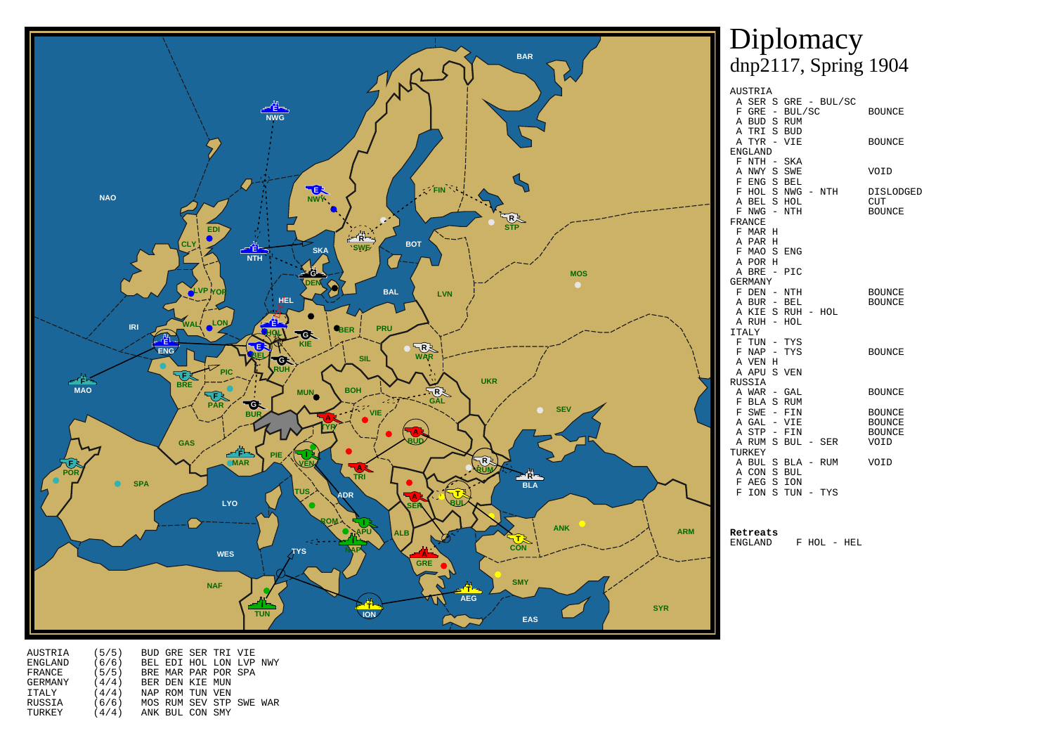# Diplomacy
## dnp2117, Spring 1904

```
AUSTRIA
  A SER S GRE - BUL/SC
  F GRE - BUL/SC          BOUNCE
  A BUD S RUM
  A TRI S BUD
  A TYR - VIE             BOUNCE
ENGLAND
  F NTH - SKA
  A NWY S SWE             VOID
  F ENG S BEL
  F HOL S NWG - NTH       DISLODGED
  A BEL S HOL             CUT
  F NWG - NTH             BOUNCE
FRANCE
  F MAR H
  A PAR H
  F MAO S ENG
  A POR H
  A BRE - PIC
GERMANY
  F DEN - NTH             BOUNCE
  A BUR - BEL             BOUNCE
  A KIE S RUH - HOL
  A RUH - HOL
ITALY
  F TUN - TYS
  F NAP - TYS             BOUNCE
  A VEN H
  A APU S VEN
RUSSIA
  A WAR - GAL             BOUNCE
  F BLA S RUM
  F SWE - FIN             BOUNCE
  A GAL - VIE             BOUNCE
  A STP - FIN             BOUNCE
  A RUM S BUL - SER       VOID
TURKEY
  A BUL S BLA - RUM       VOID
  A CON S BUL
  F AEG S ION
  F ION S TUN - TYS
```

**Retreats**

```
ENGLAND     F HOL - HEL
```

```
AUSTRIA    (5/5)    BUD GRE SER TRI VIE
ENGLAND    (6/6)    BEL EDI HOL LON LVP NWY
FRANCE     (5/5)    BRE MAR PAR POR SPA
GERMANY    (4/4)    BER DEN KIE MUN
ITALY      (4/4)    NAP ROM TUN VEN
RUSSIA     (6/6)    MOS RUM SEV STP SWE WAR
TURKEY     (4/4)    ANK BUL CON SMY
```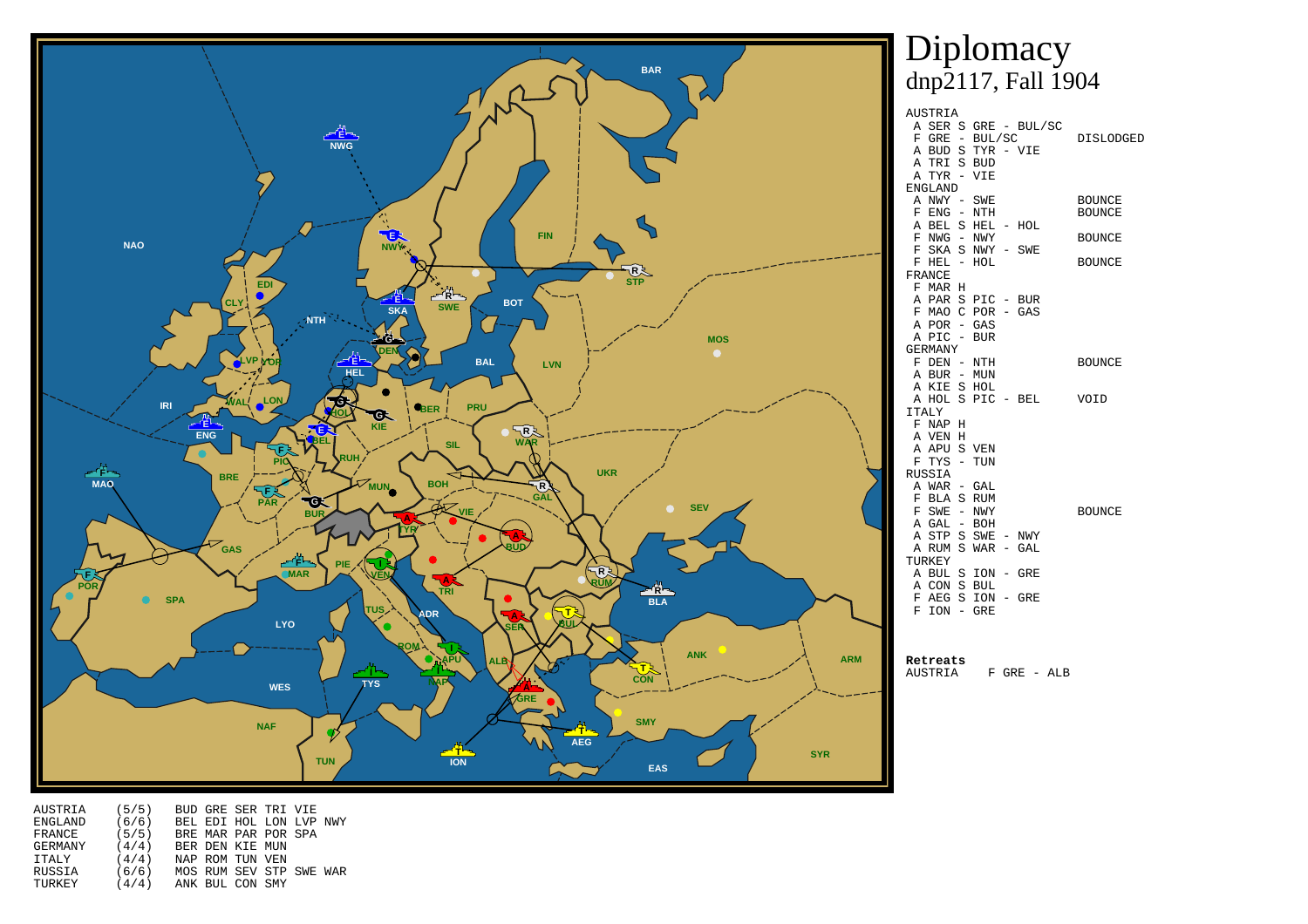# Diplomacy
## dnp2117, Fall 1904

AUSTRIA
- A SER S GRE - BUL/SC
- F GRE - BUL/SC — DISLODGED
- A BUD S TYR - VIE
- A TRI S BUD
- A TYR - VIE

ENGLAND
- A NWY - SWE — BOUNCE
- F ENG - NTH — BOUNCE
- A BEL S HEL - HOL
- F NWG - NWY — BOUNCE
- F SKA S NWY - SWE
- F HEL - HOL — BOUNCE

FRANCE
- F MAR H
- A PAR S PIC - BUR
- F MAO C POR - GAS
- A POR - GAS
- A PIC - BUR

GERMANY
- F DEN - NTH — BOUNCE
- A BUR - MUN
- A KIE S HOL
- A HOL S PIC - BEL — VOID

ITALY
- F NAP H
- A VEN H
- A APU S VEN
- F TYS - TUN

RUSSIA
- A WAR - GAL
- F BLA S RUM
- F SWE - NWY — BOUNCE
- A GAL - BOH
- A STP S SWE - NWY
- A RUM S WAR - GAL

TURKEY
- A BUL S ION - GRE
- A CON S BUL
- F AEG S ION - GRE
- F ION - GRE

**Retreats**

AUSTRIA — F GRE - ALB

| | | |
|---|---|---|
| AUSTRIA | (5/5) | BUD GRE SER TRI VIE |
| ENGLAND | (6/6) | BEL EDI HOL LON LVP NWY |
| FRANCE | (5/5) | BRE MAR PAR POR SPA |
| GERMANY | (4/4) | BER DEN KIE MUN |
| ITALY | (4/4) | NAP ROM TUN VEN |
| RUSSIA | (6/6) | MOS RUM SEV STP SWE WAR |
| TURKEY | (4/4) | ANK BUL CON SMY |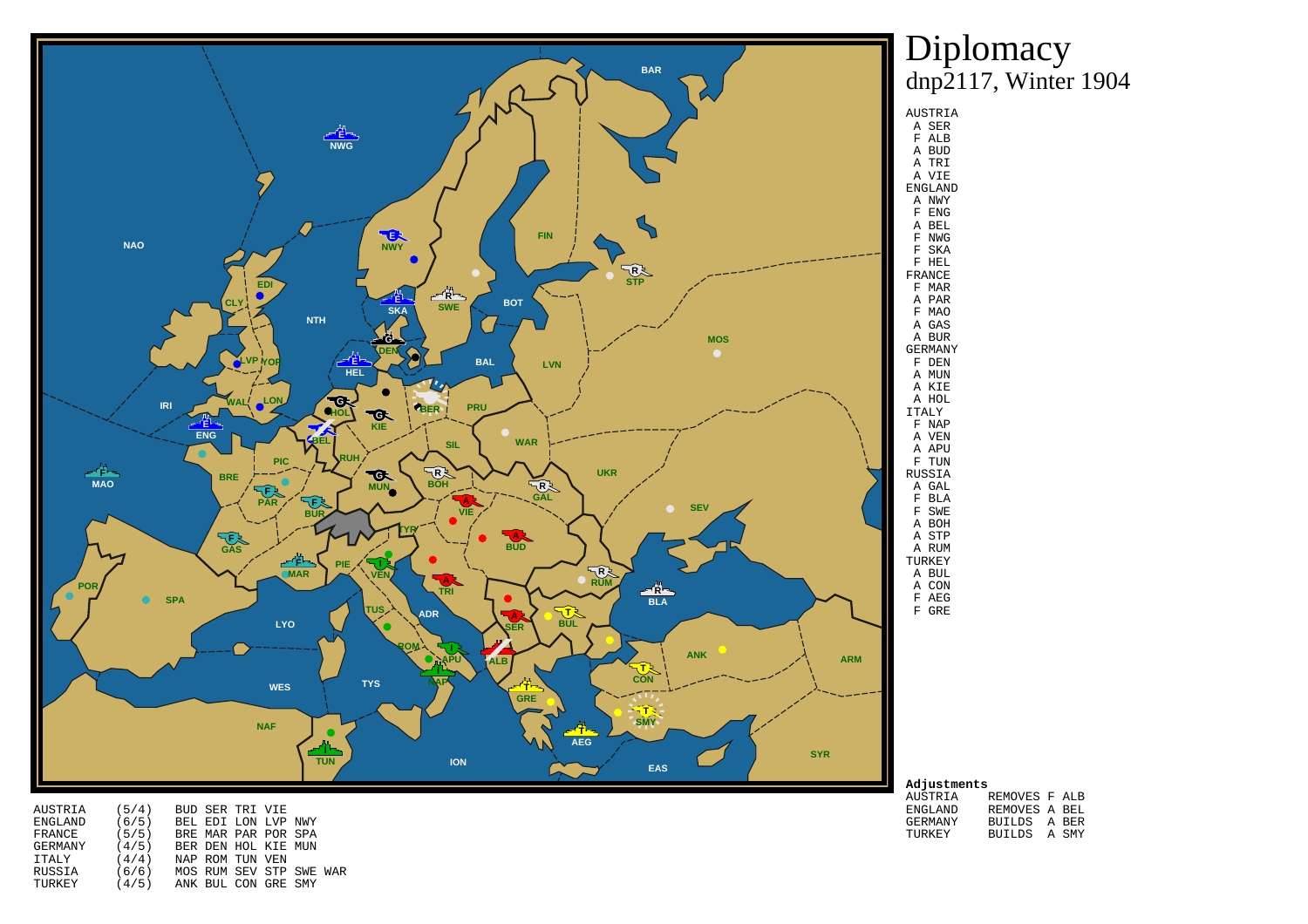# Diplomacy
dnp2117, Winter 1904

```
AUSTRIA
 A SER
 F ALB
 A BUD
 A TRI
 A VIE
ENGLAND
 A NWY
 F ENG
 A BEL
 F NWG
 F SKA
 F HEL
FRANCE
 F MAR
 A PAR
 F MAO
 A GAS
 A BUR
GERMANY
 F DEN
 A MUN
 A KIE
 A HOL
ITALY
 F NAP
 A VEN
 A APU
 F TUN
RUSSIA
 A GAL
 F BLA
 F SWE
 A BOH
 A STP
 A RUM
TURKEY
 A BUL
 A CON
 F AEG
 F GRE
```

**Adjustments**

```
AUSTRIA     REMOVES F ALB
ENGLAND     REMOVES A BEL
GERMANY     BUILDS  A BER
TURKEY      BUILDS  A SMY
```

```
AUSTRIA   (5/4)   BUD SER TRI VIE
ENGLAND   (6/5)   BEL EDI LON LVP NWY
FRANCE    (5/5)   BRE MAR PAR POR SPA
GERMANY   (4/5)   BER DEN HOL KIE MUN
ITALY     (4/4)   NAP ROM TUN VEN
RUSSIA    (6/6)   MOS RUM SEV STP SWE WAR
TURKEY    (4/5)   ANK BUL CON GRE SMY
```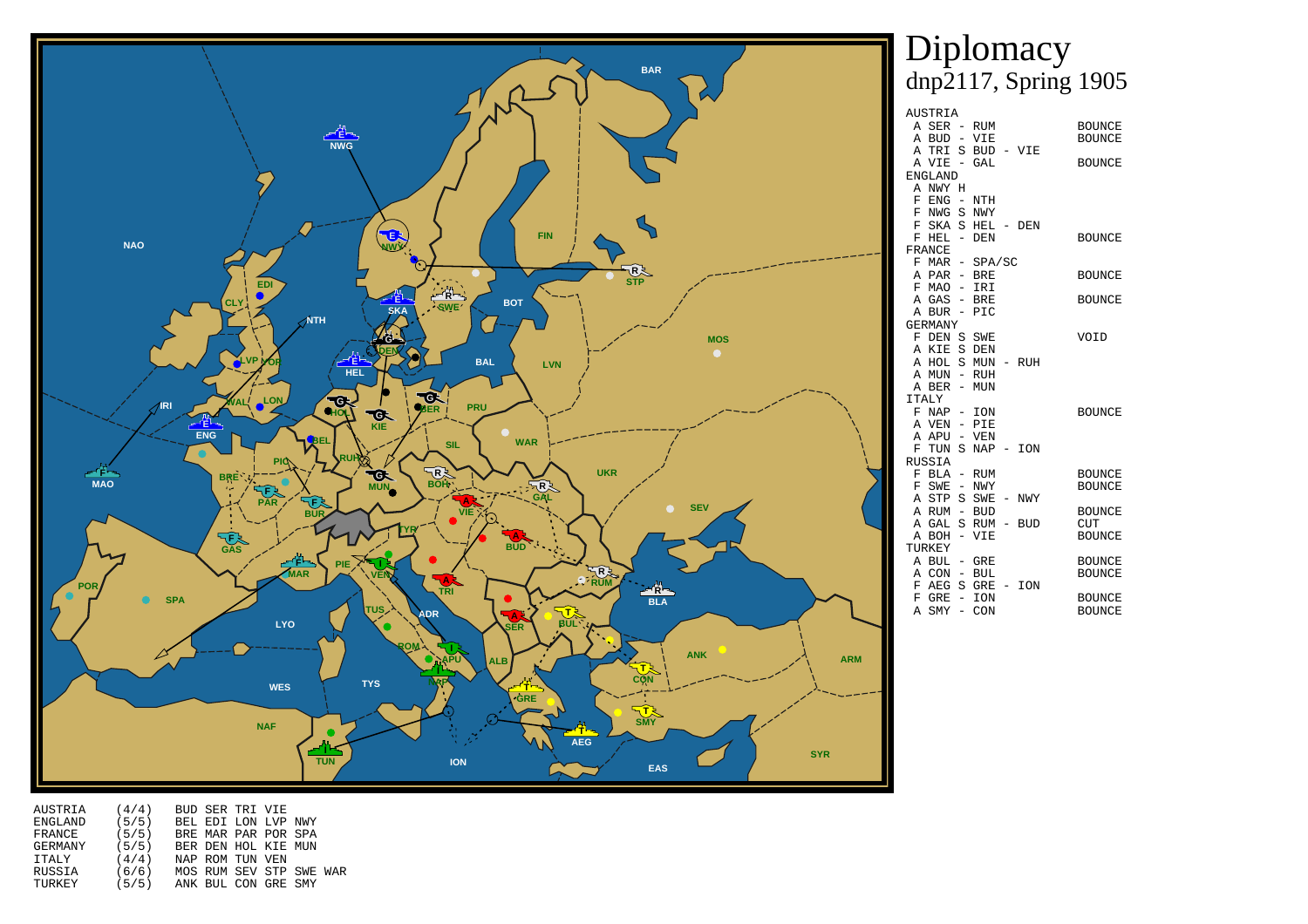# Diplomacy
dnp2117, Spring 1905

```
AUSTRIA
 A SER - RUM              BOUNCE
 A BUD - VIE              BOUNCE
 A TRI S BUD - VIE
 A VIE - GAL              BOUNCE
ENGLAND
 A NWY H
 F ENG - NTH
 F NWG S NWY
 F SKA S HEL - DEN
 F HEL - DEN              BOUNCE
FRANCE
 F MAR - SPA/SC
 A PAR - BRE              BOUNCE
 F MAO - IRI
 A GAS - BRE              BOUNCE
 A BUR - PIC
GERMANY
 F DEN S SWE              VOID
 A KIE S DEN
 A HOL S MUN - RUH
 A MUN - RUH
 A BER - MUN
ITALY
 F NAP - ION              BOUNCE
 A VEN - PIE
 A APU - VEN
 F TUN S NAP - ION
RUSSIA
 F BLA - RUM              BOUNCE
 F SWE - NWY              BOUNCE
 A STP S SWE - NWY
 A RUM - BUD             BOUNCE
 A GAL S RUM - BUD        CUT
 A BOH - VIE              BOUNCE
TURKEY
 A BUL - GRE              BOUNCE
 A CON - BUL              BOUNCE
 F AEG S GRE - ION
 F GRE - ION              BOUNCE
 A SMY - CON              BOUNCE
```

```
AUSTRIA    (4/4)   BUD SER TRI VIE
ENGLAND    (5/5)   BEL EDI LON LVP NWY
FRANCE     (5/5)   BRE MAR PAR POR SPA
GERMANY    (5/5)   BER DEN HOL KIE MUN
ITALY      (4/4)   NAP ROM TUN VEN
RUSSIA     (6/6)   MOS RUM SEV STP SWE WAR
TURKEY     (5/5)   ANK BUL CON GRE SMY
```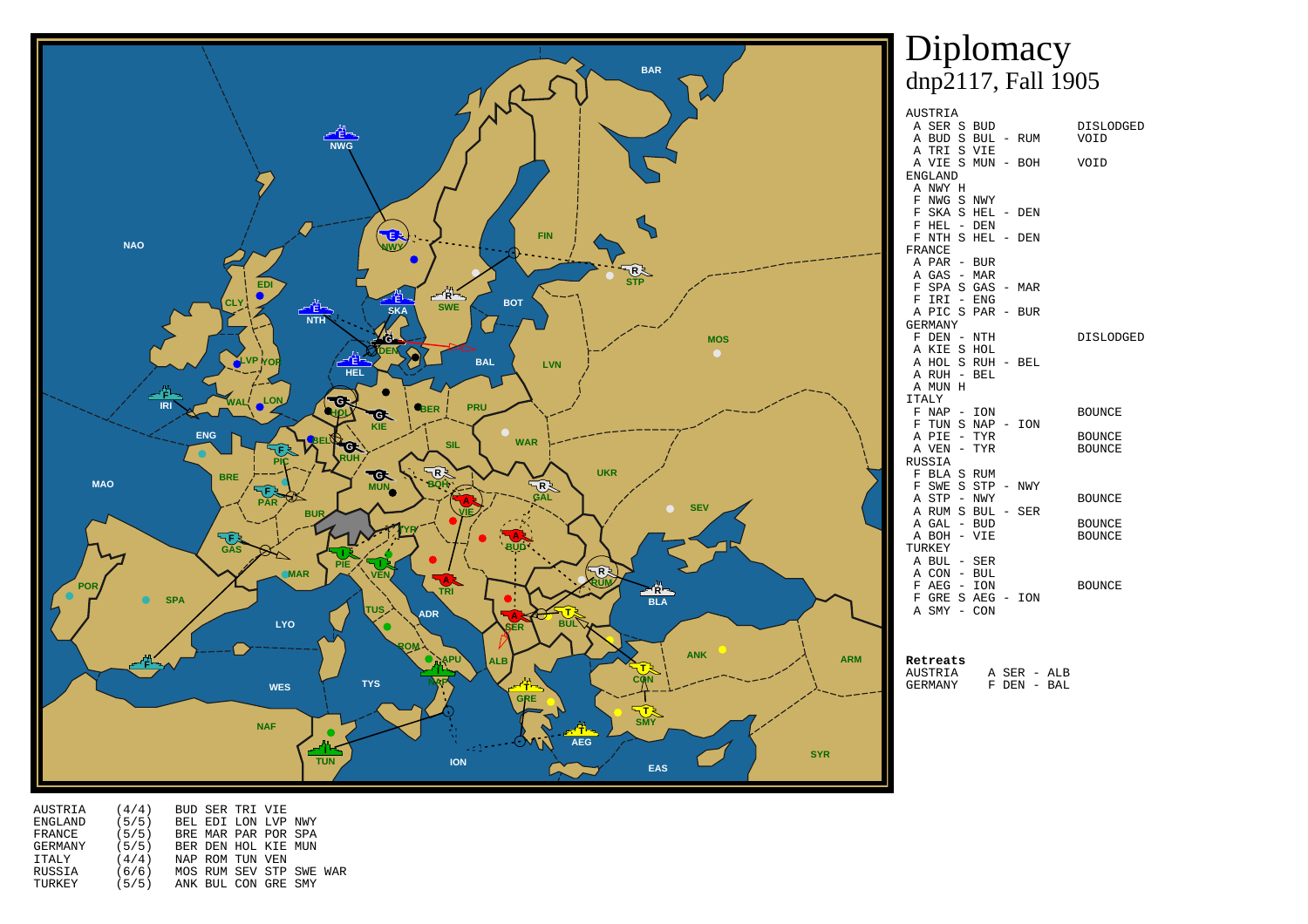# Diplomacy

dnp2117, Fall 1905

```
AUSTRIA
 A SER S BUD                    DISLODGED
 A BUD S BUL - RUM              VOID
 A TRI S VIE
 A VIE S MUN - BOH              VOID
ENGLAND
 A NWY H
 F NWG S NWY
 F SKA S HEL - DEN
 F HEL - DEN
 F NTH S HEL - DEN
FRANCE
 A PAR - BUR
 A GAS - MAR
 F SPA S GAS - MAR
 F IRI - ENG
 A PIC S PAR - BUR
GERMANY
 F DEN - NTH                    DISLODGED
 A KIE S HOL
 A HOL S RUH - BEL
 A RUH - BEL
 A MUN H
ITALY
 F NAP - ION                    BOUNCE
 F TUN S NAP - ION
 A PIE - TYR                    BOUNCE
 A VEN - TYR                    BOUNCE
RUSSIA
 F BLA S RUM
 F SWE S STP - NWY
 A STP - NWY                    BOUNCE
 A RUM S BUL - SER
 A GAL - BUD                    BOUNCE
 A BOH - VIE                    BOUNCE
TURKEY
 A BUL - SER
 A CON - BUL
 F AEG - ION                    BOUNCE
 F GRE S AEG - ION
 A SMY - CON
```

**Retreats**

```
AUSTRIA     A SER - ALB
GERMANY     F DEN - BAL
```

```
AUSTRIA    (4/4)    BUD SER TRI VIE
ENGLAND    (5/5)    BEL EDI LON LVP NWY
FRANCE     (5/5)    BRE MAR PAR POR SPA
GERMANY    (5/5)    BER DEN HOL KIE MUN
ITALY      (4/4)    NAP ROM TUN VEN
RUSSIA     (6/6)    MOS RUM SEV STP SWE WAR
TURKEY     (5/5)    ANK BUL CON GRE SMY
```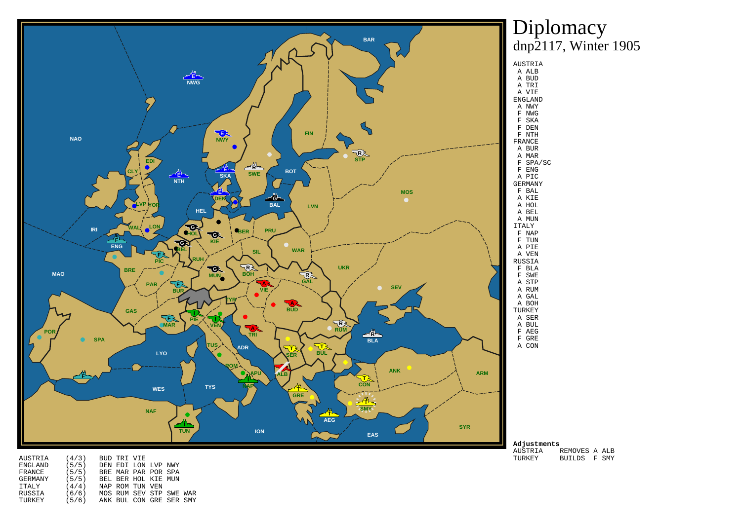# Diplomacy

dnp2117, Winter 1905

AUSTRIA
- A ALB
- A BUD
- A TRI
- A VIE

ENGLAND
- A NWY
- F NWG
- F SKA
- F DEN
- F NTH

FRANCE
- A BUR
- A MAR
- F SPA/SC
- F ENG
- A PIC

GERMANY
- F BAL
- A KIE
- A HOL
- A BEL
- A MUN

ITALY
- F NAP
- F TUN
- A PIE
- A VEN

RUSSIA
- F BLA
- F SWE
- A STP
- A RUM
- A GAL
- A BOH

TURKEY
- A SER
- A BUL
- F AEG
- F GRE
- A CON

**Adjustments**

| | |
|---|---|
| AUSTRIA | REMOVES A ALB |
| TURKEY | BUILDS F SMY |

| | | |
|---|---|---|
| AUSTRIA | (4/3) | BUD TRI VIE |
| ENGLAND | (5/5) | DEN EDI LON LVP NWY |
| FRANCE | (5/5) | BRE MAR PAR POR SPA |
| GERMANY | (5/5) | BEL BER HOL KIE MUN |
| ITALY | (4/4) | NAP ROM TUN VEN |
| RUSSIA | (6/6) | MOS RUM SEV STP SWE WAR |
| TURKEY | (5/6) | ANK BUL CON GRE SER SMY |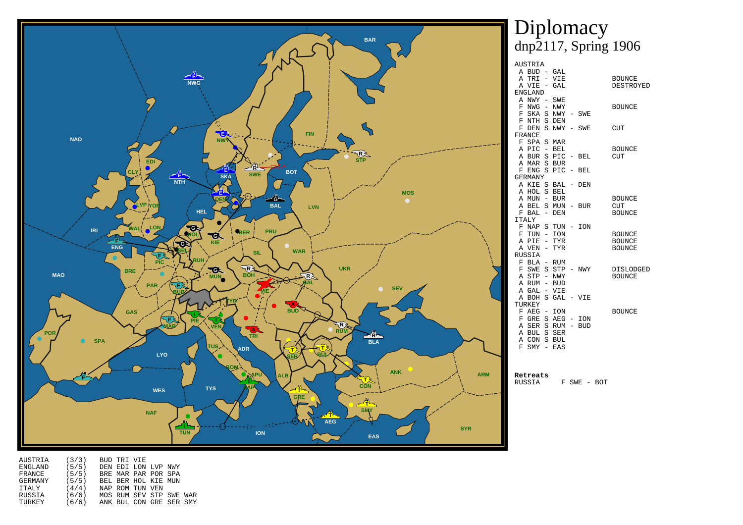# Diplomacy
## dnp2117, Spring 1906

```
AUSTRIA
 A BUD - GAL
 A TRI - VIE                        BOUNCE
 A VIE - GAL                        DESTROYED
ENGLAND
 A NWY - SWE
 F NWG - NWY                        BOUNCE
 F SKA S NWY - SWE
 F NTH S DEN
 F DEN S NWY - SWE                  CUT
FRANCE
 F SPA S MAR
 A PIC - BEL                        BOUNCE
 A BUR S PIC - BEL                  CUT
 A MAR S BUR
 F ENG S PIC - BEL
GERMANY
 A KIE S BAL - DEN
 A HOL S BEL
 A MUN - BUR                        BOUNCE
 A BEL S MUN - BUR                  CUT
 F BAL - DEN                        BOUNCE
ITALY
 F NAP S TUN - ION
 F TUN - ION                        BOUNCE
 A PIE - TYR                        BOUNCE
 A VEN - TYR                        BOUNCE
RUSSIA
 F BLA - RUM
 F SWE S STP - NWY                  DISLODGED
 A STP - NWY                        BOUNCE
 A RUM - BUD
 A GAL - VIE
 A BOH S GAL - VIE
TURKEY
 F AEG - ION                        BOUNCE
 F GRE S AEG - ION
 A SER S RUM - BUD
 A BUL S SER
 A CON S BUL
 F SMY - EAS
```

**Retreats**

```
RUSSIA      F SWE - BOT
```

```
AUSTRIA   (3/3)   BUD TRI VIE
ENGLAND   (5/5)   DEN EDI LON LVP NWY
FRANCE    (5/5)   BRE MAR PAR POR SPA
GERMANY   (5/5)   BEL BER HOL KIE MUN
ITALY     (4/4)   NAP ROM TUN VEN
RUSSIA    (6/6)   MOS RUM SEV STP SWE WAR
TURKEY    (6/6)   ANK BUL CON GRE SER SMY
```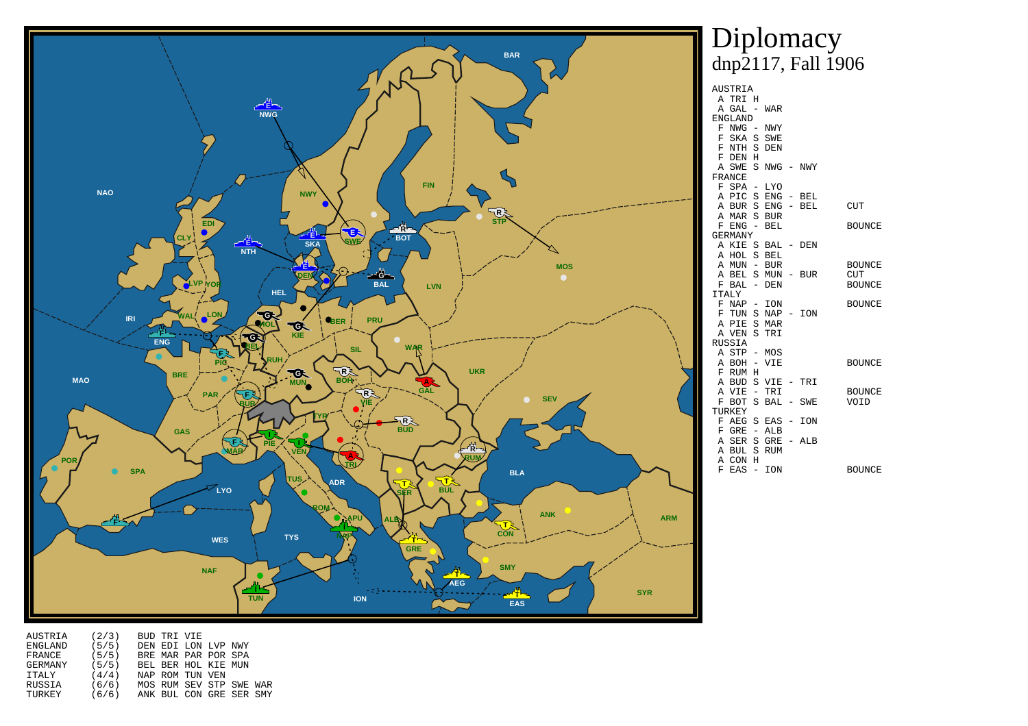# Diplomacy
## dnp2117, Fall 1906

```
AUSTRIA
 A TRI H
 A GAL - WAR
ENGLAND
 F NWG - NWY
 F SKA S SWE
 F NTH S DEN
 F DEN H
 A SWE S NWG - NWY
FRANCE
 F SPA - LYO
 A PIC S ENG - BEL
 A BUR S ENG - BEL          CUT
 A MAR S BUR
 F ENG - BEL                BOUNCE
GERMANY
 A KIE S BAL - DEN
 A HOL S BEL
 A MUN - BUR                BOUNCE
 A BEL S MUN - BUR          CUT
 F BAL - DEN                BOUNCE
ITALY
 F NAP - ION                BOUNCE
 F TUN S NAP - ION
 A PIE S MAR
 A VEN S TRI
RUSSIA
 A STP - MOS
 A BOH - VIE               BOUNCE
 F RUM H
 A BUD S VIE - TRI
 A VIE - TRI               BOUNCE
 F BOT S BAL - SWE         VOID
TURKEY
 F AEG S EAS - ION
 F GRE - ALB
 A SER S GRE - ALB
 A BUL S RUM
 A CON H
 F EAS - ION               BOUNCE
```

```
AUSTRIA    (2/3)   BUD TRI VIE
ENGLAND    (5/5)   DEN EDI LON LVP NWY
FRANCE     (5/5)   BRE MAR PAR POR SPA
GERMANY    (5/5)   BEL BER HOL KIE MUN
ITALY      (4/4)   NAP ROM TUN VEN
RUSSIA     (6/6)   MOS RUM SEV STP SWE WAR
TURKEY     (6/6)   ANK BUL CON GRE SER SMY
```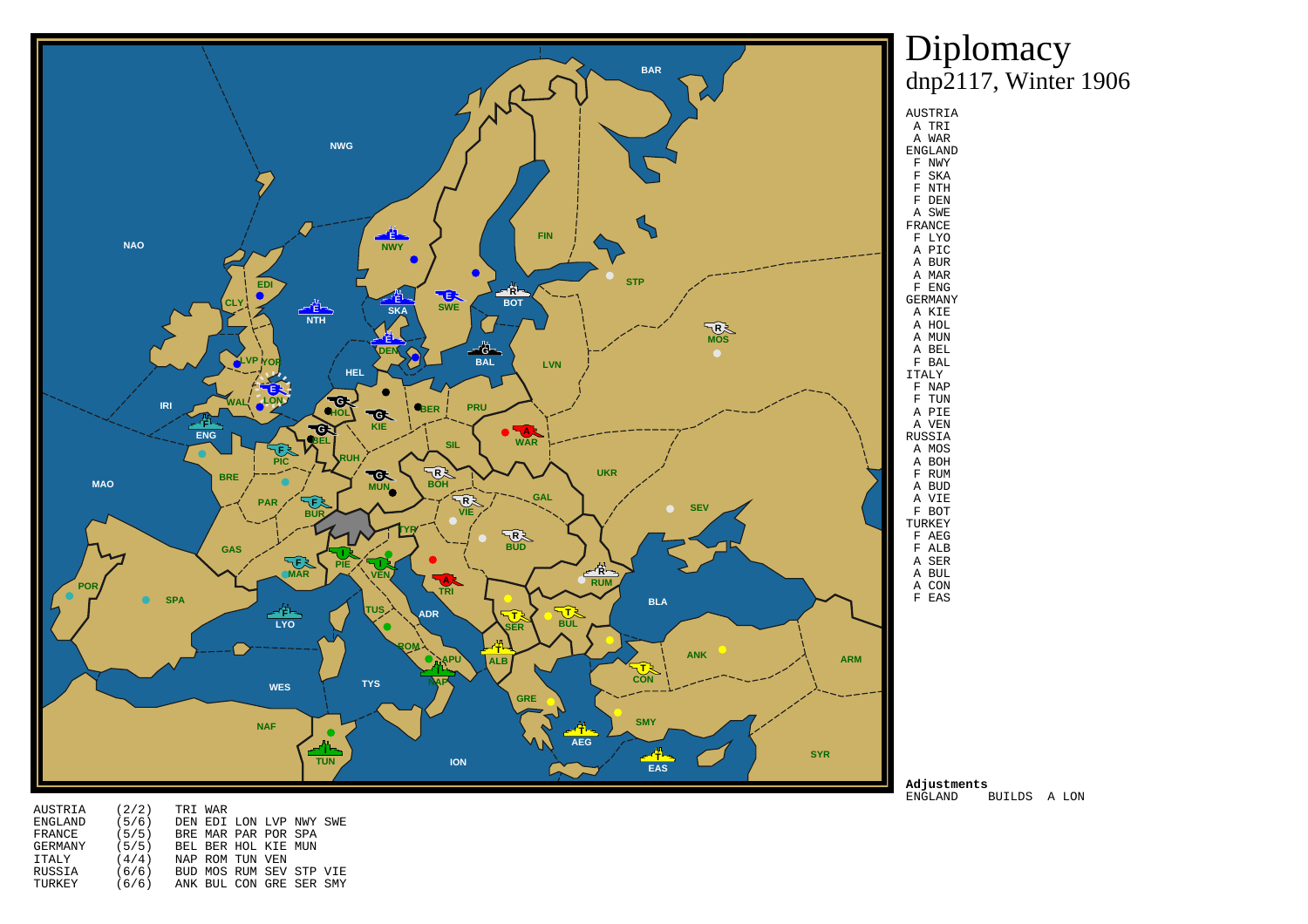# Diplomacy
## dnp2117, Winter 1906

```
AUSTRIA
 A TRI
 A WAR
ENGLAND
 F NWY
 F SKA
 F NTH
 F DEN
 A SWE
FRANCE
 F LYO
 A PIC
 A BUR
 A MAR
 F ENG
GERMANY
 A KIE
 A HOL
 A MUN
 A BEL
 F BAL
ITALY
 F NAP
 F TUN
 A PIE
 A VEN
RUSSIA
 A MOS
 A BOH
 F RUM
 A BUD
 A VIE
 F BOT
TURKEY
 F AEG
 F ALB
 A SER
 A BUL
 A CON
 F EAS
```

**Adjustments**

```
ENGLAND     BUILDS  A LON
```

```
AUSTRIA    (2/2)   TRI WAR
ENGLAND    (5/6)   DEN EDI LON LVP NWY SWE
FRANCE     (5/5)   BRE MAR PAR POR SPA
GERMANY    (5/5)   BEL BER HOL KIE MUN
ITALY      (4/4)   NAP ROM TUN VEN
RUSSIA     (6/6)   BUD MOS RUM SEV STP VIE
TURKEY     (6/6)   ANK BUL CON GRE SER SMY
```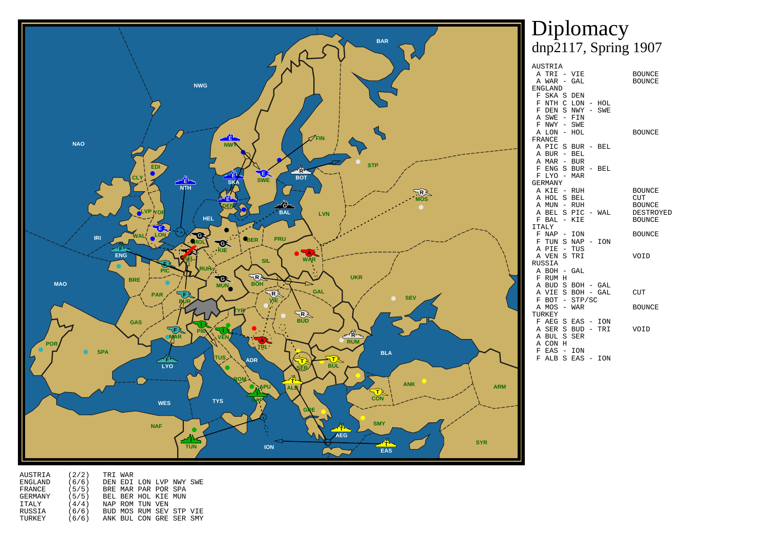# Diplomacy

dnp2117, Spring 1907

```
AUSTRIA
 A TRI - VIE                 BOUNCE
 A WAR - GAL                 BOUNCE
ENGLAND
 F SKA S DEN
 F NTH C LON - HOL
 F DEN S NWY - SWE
 A SWE - FIN
 F NWY - SWE
 A LON - HOL                 BOUNCE
FRANCE
 A PIC S BUR - BEL
 A BUR - BEL
 A MAR - BUR
 F ENG S BUR - BEL
 F LYO - MAR
GERMANY
 A KIE - RUH                 BOUNCE
 A HOL S BEL                 CUT
 A MUN - RUH                 BOUNCE
 A BEL S PIC - WAL           DESTROYED
 F BAL - KIE                 BOUNCE
ITALY
 F NAP - ION                 BOUNCE
 F TUN S NAP - ION
 A PIE - TUS
 A VEN S TRI                 VOID
RUSSIA
 A BOH - GAL
 F RUM H
 A BUD S BOH - GAL
 A VIE S BOH - GAL           CUT
 F BOT - STP/SC
 A MOS - WAR                 BOUNCE
TURKEY
 F AEG S EAS - ION
 A SER S BUD - TRI           VOID
 A BUL S SER
 A CON H
 F EAS - ION
 F ALB S EAS - ION
```

```
AUSTRIA    (2/2)   TRI WAR
ENGLAND    (6/6)   DEN EDI LON LVP NWY SWE
FRANCE     (5/5)   BRE MAR PAR POR SPA
GERMANY    (5/5)   BEL BER HOL KIE MUN
ITALY      (4/4)   NAP ROM TUN VEN
RUSSIA     (6/6)   BUD MOS RUM SEV STP VIE
TURKEY     (6/6)   ANK BUL CON GRE SER SMY
```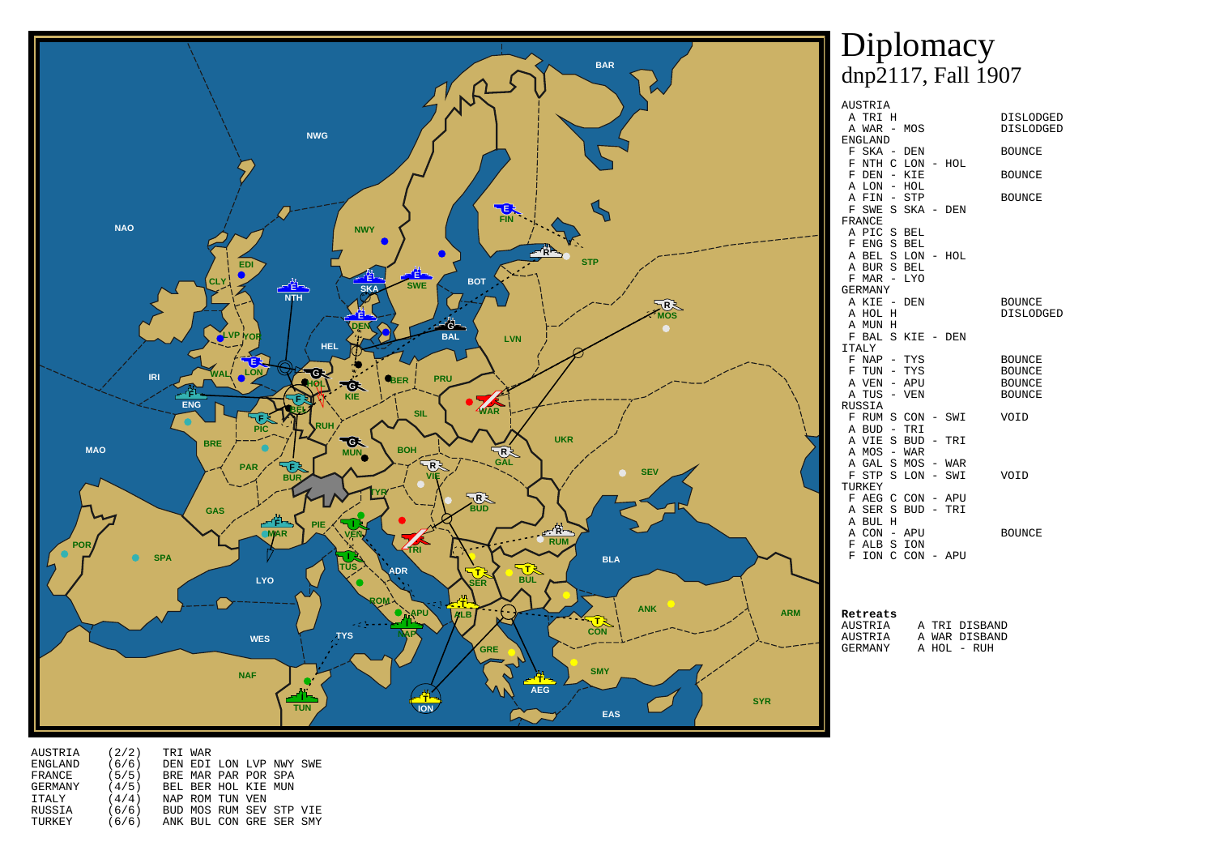# Diplomacy

dnp2117, Fall 1907

```
AUSTRIA
 A TRI H                    DISLODGED
 A WAR - MOS                DISLODGED
ENGLAND
 F SKA - DEN                BOUNCE
 F NTH C LON - HOL
 F DEN - KIE                BOUNCE
 A LON - HOL
 A FIN - STP                BOUNCE
 F SWE S SKA - DEN
FRANCE
 A PIC S BEL
 F ENG S BEL
 A BEL S LON - HOL
 A BUR S BEL
 F MAR - LYO
GERMANY
 A KIE - DEN                BOUNCE
 A HOL H                    DISLODGED
 A MUN H
 F BAL S KIE - DEN
ITALY
 F NAP - TYS                BOUNCE
 F TUN - TYS                BOUNCE
 A VEN - APU                BOUNCE
 A TUS - VEN                BOUNCE
RUSSIA
 F RUM S CON - SWI          VOID
 A BUD - TRI
 A VIE S BUD - TRI
 A MOS - WAR
 A GAL S MOS - WAR
 F STP S LON - SWI          VOID
TURKEY
 F AEG C CON - APU
 A SER S BUD - TRI
 A BUL H
 A CON - APU                BOUNCE
 F ALB S ION
 F ION C CON - APU
```

**Retreats**

```
AUSTRIA    A TRI DISBAND
AUSTRIA    A WAR DISBAND
GERMANY    A HOL - RUH
```

```
AUSTRIA    (2/2)    TRI WAR
ENGLAND    (6/6)    DEN EDI LON LVP NWY SWE
FRANCE     (5/5)    BRE MAR PAR POR SPA
GERMANY    (4/5)    BEL BER HOL KIE MUN
ITALY      (4/4)    NAP ROM TUN VEN
RUSSIA     (6/6)    BUD MOS RUM SEV STP VIE
TURKEY     (6/6)    ANK BUL CON GRE SER SMY
```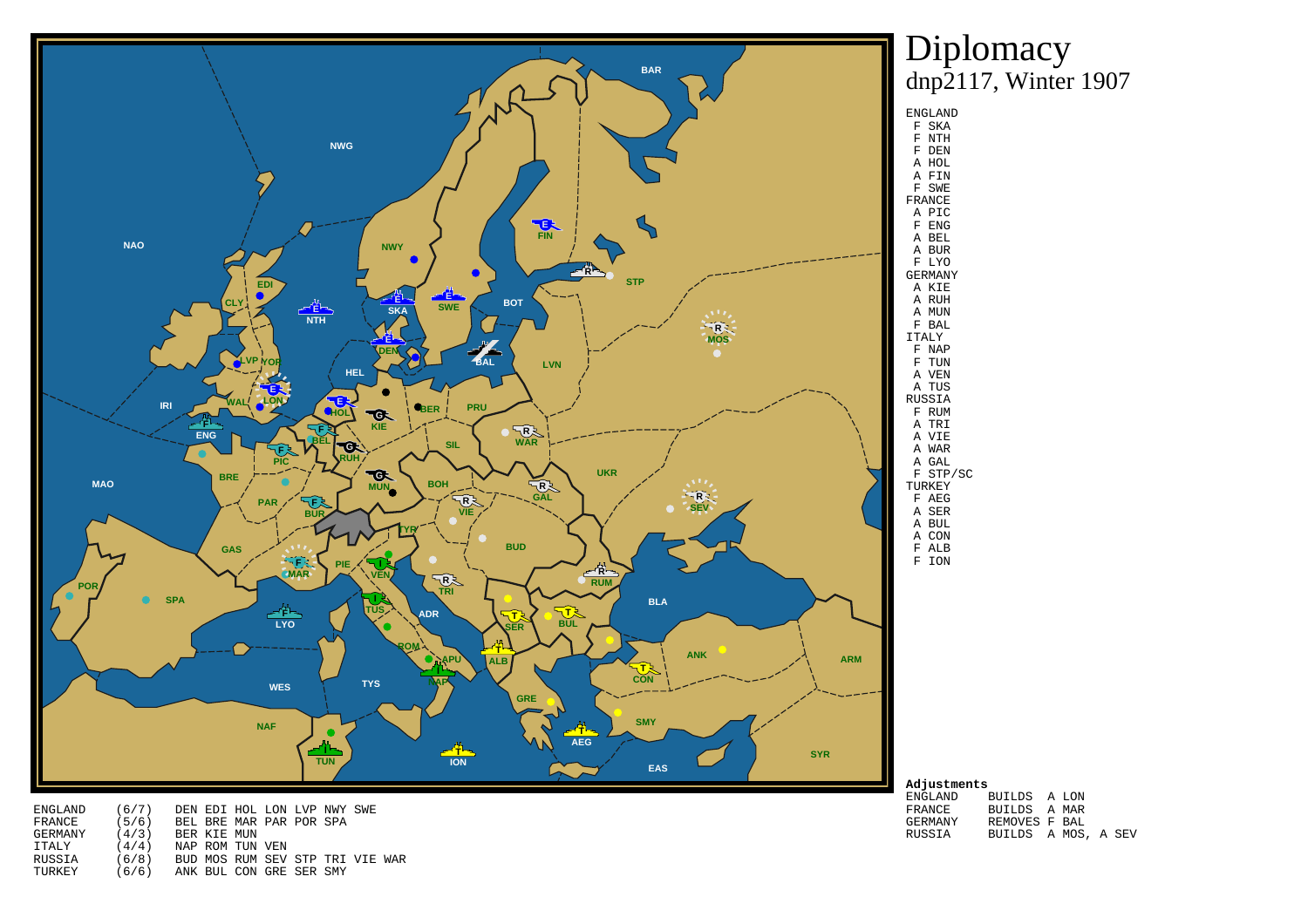# Diplomacy

dnp2117, Winter 1907

ENGLAND
- F SKA
- F NTH
- F DEN
- A HOL
- A FIN
- F SWE

FRANCE
- A PIC
- F ENG
- A BEL
- A BUR
- F LYO

GERMANY
- A KIE
- A RUH
- A MUN
- F BAL

ITALY
- F NAP
- F TUN
- A VEN
- A TUS

RUSSIA
- F RUM
- A TRI
- A VIE
- A WAR
- A GAL
- F STP/SC

TURKEY
- F AEG
- A SER
- A BUL
- A CON
- F ALB
- F ION

**Adjustments**

| | |
|---|---|
| ENGLAND | BUILDS A LON |
| FRANCE | BUILDS A MAR |
| GERMANY | REMOVES F BAL |
| RUSSIA | BUILDS A MOS, A SEV |

| | | |
|---|---|---|
| ENGLAND | (6/7) | DEN EDI HOL LON LVP NWY SWE |
| FRANCE | (5/6) | BEL BRE MAR PAR POR SPA |
| GERMANY | (4/3) | BER KIE MUN |
| ITALY | (4/4) | NAP ROM TUN VEN |
| RUSSIA | (6/8) | BUD MOS RUM SEV STP TRI VIE WAR |
| TURKEY | (6/6) | ANK BUL CON GRE SER SMY |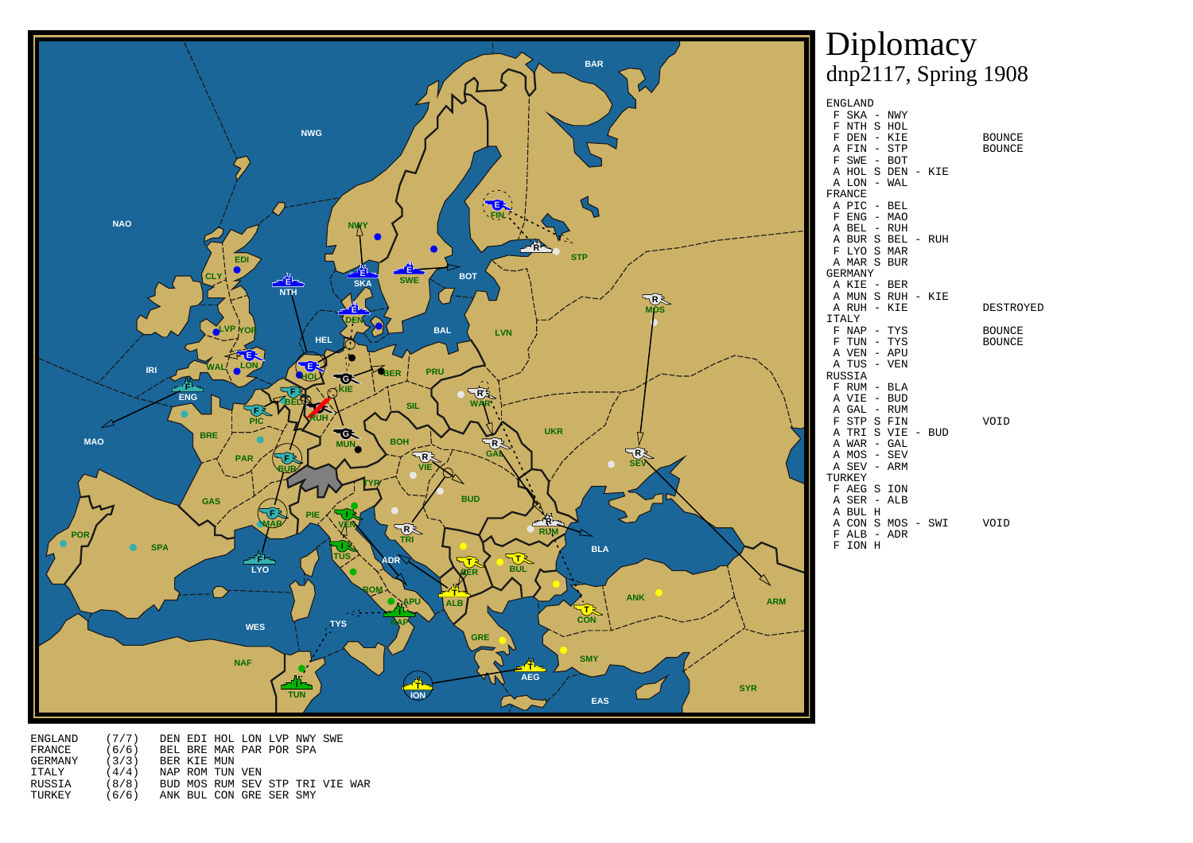# Diplomacy

## dnp2117, Spring 1908

```
ENGLAND
 F SKA - NWY
 F NTH S HOL
 F DEN - KIE                    BOUNCE
 A FIN - STP                    BOUNCE
 F SWE - BOT
 A HOL S DEN - KIE
 A LON - WAL
FRANCE
 A PIC - BEL
 F ENG - MAO
 A BEL - RUH
 A BUR S BEL - RUH
 F LYO S MAR
 A MAR S BUR
GERMANY
 A KIE - BER
 A MUN S RUH - KIE
 A RUH - KIE                    DESTROYED
ITALY
 F NAP - TYS                    BOUNCE
 F TUN - TYS                    BOUNCE
 A VEN - APU
 A TUS - VEN
RUSSIA
 F RUM - BLA
 A VIE - BUD
 A GAL - RUM
 F STP S FIN                    VOID
 A TRI S VIE - BUD
 A WAR - GAL
 A MOS - SEV
 A SEV - ARM
TURKEY
 F AEG S ION
 A SER - ALB
 A BUL H
 A CON S MOS - SWI              VOID
 F ALB - ADR
 F ION H
```

```
ENGLAND     (7/7)   DEN EDI HOL LON LVP NWY SWE
FRANCE      (6/6)   BEL BRE MAR PAR POR SPA
GERMANY     (3/3)   BER KIE MUN
ITALY       (4/4)   NAP ROM TUN VEN
RUSSIA      (8/8)   BUD MOS RUM SEV STP TRI VIE WAR
TURKEY      (6/6)   ANK BUL CON GRE SER SMY
```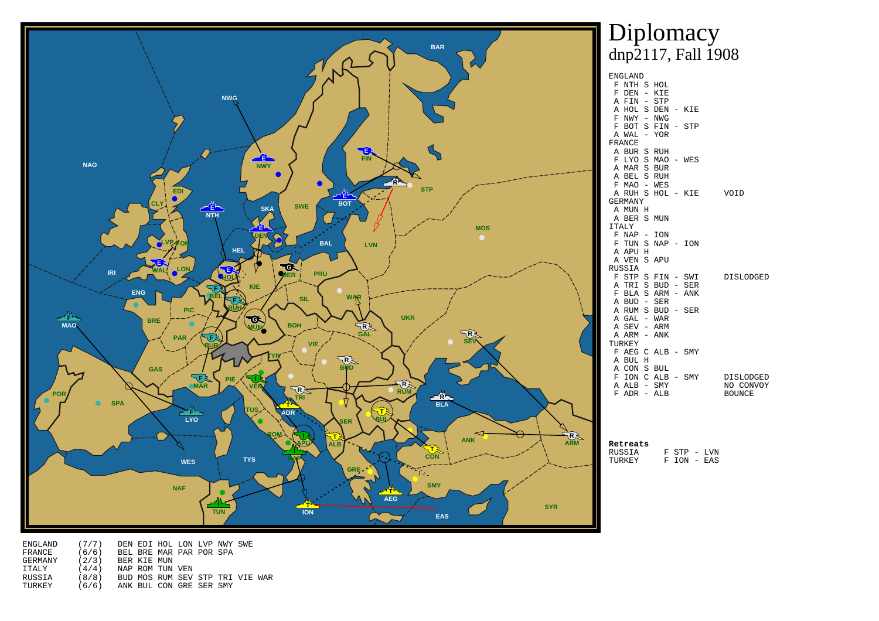# Diplomacy

## dnp2117, Fall 1908

ENGLAND
- F NTH S HOL
- F DEN - KIE
- A FIN - STP
- A HOL S DEN - KIE
- F NWY - NWG
- F BOT S FIN - STP
- A WAL - YOR

FRANCE
- A BUR S RUH
- F LYO S MAO - WES
- A MAR S BUR
- A BEL S RUH
- F MAO - WES
- A RUH S HOL - KIE VOID

GERMANY
- A MUN H
- A BER S MUN

ITALY
- F NAP - ION
- F TUN S NAP - ION
- A APU H
- A VEN S APU

RUSSIA
- F STP S FIN - SWI DISLODGED
- A TRI S BUD - SER
- F BLA S ARM - ANK
- A BUD - SER
- A RUM S BUD - SER
- A GAL - WAR
- A SEV - ARM
- A ARM - ANK

TURKEY
- F AEG C ALB - SMY
- A BUL H
- A CON S BUL
- F ION C ALB - SMY DISLODGED
- A ALB - SMY NO CONVOY
- F ADR - ALB BOUNCE

**Retreats**

| | |
|---|---|
| RUSSIA | F STP - LVN |
| TURKEY | F ION - EAS |

| | | |
|---|---|---|
| ENGLAND | (7/7) | DEN EDI HOL LON LVP NWY SWE |
| FRANCE | (6/6) | BEL BRE MAR PAR POR SPA |
| GERMANY | (2/3) | BER KIE MUN |
| ITALY | (4/4) | NAP ROM TUN VEN |
| RUSSIA | (8/8) | BUD MOS RUM SEV STP TRI VIE WAR |
| TURKEY | (6/6) | ANK BUL CON GRE SER SMY |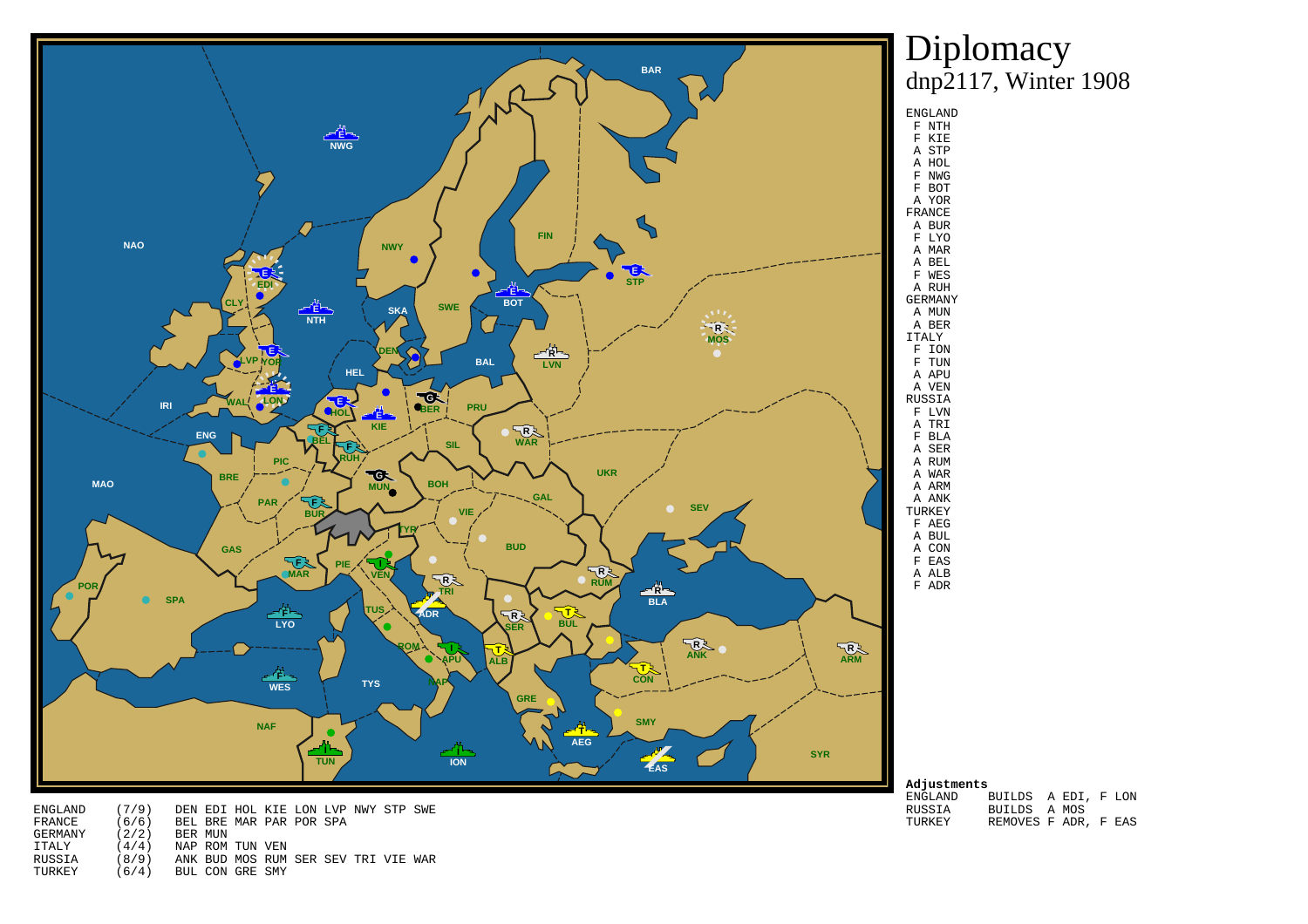# Diplomacy
dnp2117, Winter 1908

ENGLAND
- F NTH
- F KIE
- A STP
- A HOL
- F NWG
- F BOT
- A YOR

FRANCE
- A BUR
- F LYO
- A MAR
- A BEL
- F WES
- A RUH

GERMANY
- A MUN
- A BER

ITALY
- F ION
- F TUN
- A APU
- A VEN

RUSSIA
- F LVN
- A TRI
- F BLA
- A SER
- A RUM
- A WAR
- A ARM
- A ANK

TURKEY
- F AEG
- A BUL
- A CON
- F EAS
- A ALB
- F ADR

**Adjustments**

| | |
|---|---|
| ENGLAND | BUILDS A EDI, F LON |
| RUSSIA | BUILDS A MOS |
| TURKEY | REMOVES F ADR, F EAS |

| | | |
|---|---|---|
| ENGLAND | (7/9) | DEN EDI HOL KIE LON LVP NWY STP SWE |
| FRANCE | (6/6) | BEL BRE MAR PAR POR SPA |
| GERMANY | (2/2) | BER MUN |
| ITALY | (4/4) | NAP ROM TUN VEN |
| RUSSIA | (8/9) | ANK BUD MOS RUM SER SEV TRI VIE WAR |
| TURKEY | (6/4) | BUL CON GRE SMY |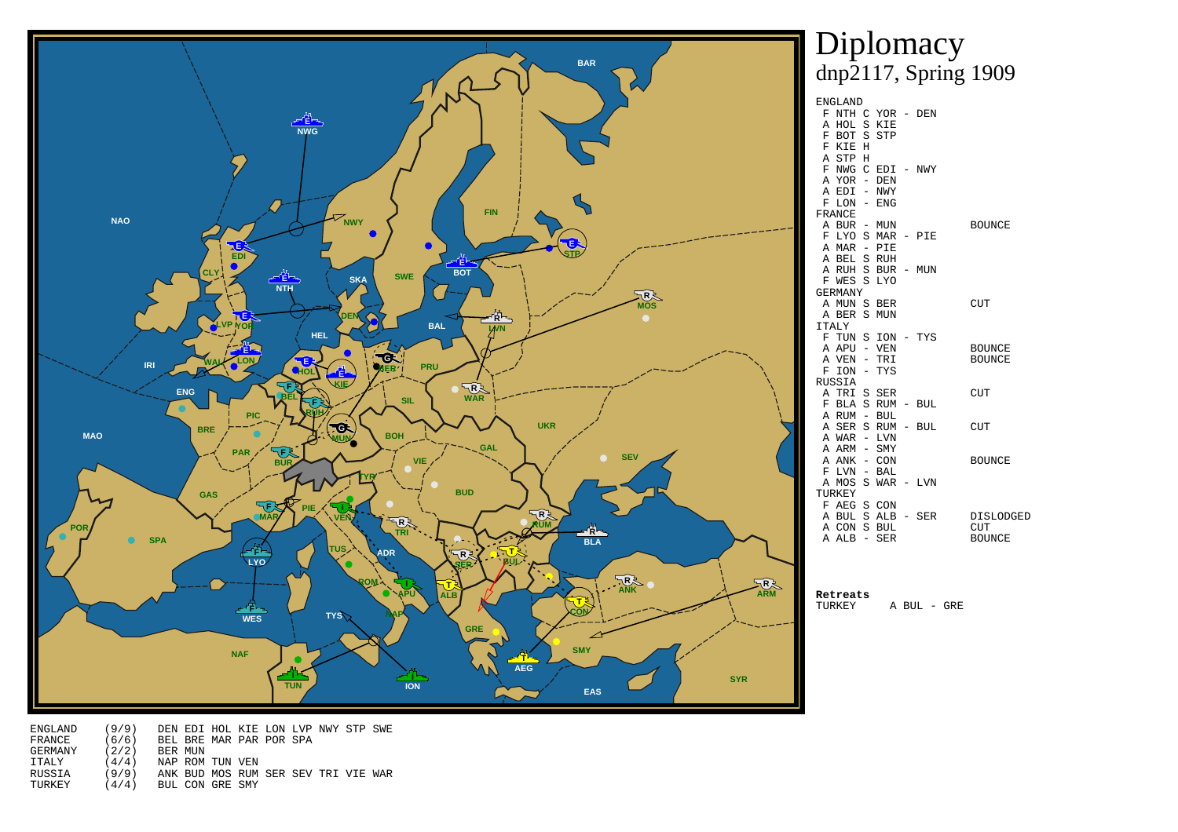# Diplomacy
## dnp2117, Spring 1909

ENGLAND
```
 F NTH C YOR - DEN
 A HOL S KIE
 F BOT S STP
 F KIE H
 A STP H
 F NWG C EDI - NWY
 A YOR - DEN
 A EDI - NWY
 F LON - ENG
```
FRANCE
```
 A BUR - MUN              BOUNCE
 F LYO S MAR - PIE
 A MAR - PIE
 A BEL S RUH
 A RUH S BUR - MUN
 F WES S LYO
```
GERMANY
```
 A MUN S BER              CUT
 A BER S MUN
```
ITALY
```
 F TUN S ION - TYS
 A APU - VEN              BOUNCE
 A VEN - TRI              BOUNCE
 F ION - TYS
```
RUSSIA
```
 A TRI S SER              CUT
 F BLA S RUM - BUL
 A RUM - BUL
 A SER S RUM - BUL        CUT
 A WAR - LVN
 A ARM - SMY
 A ANK - CON              BOUNCE
 F LVN - BAL
 A MOS S WAR - LVN
```
TURKEY
```
 F AEG S CON
 A BUL S ALB - SER        DISLODGED
 A CON S BUL              CUT
 A ALB - SER              BOUNCE
```

**Retreats**
```
TURKEY      A BUL - GRE
```

```
ENGLAND    (9/9)   DEN EDI HOL KIE LON LVP NWY STP SWE
FRANCE     (6/6)   BEL BRE MAR PAR POR SPA
GERMANY    (2/2)   BER MUN
ITALY      (4/4)   NAP ROM TUN VEN
RUSSIA     (9/9)   ANK BUD MOS RUM SER SEV TRI VIE WAR
TURKEY     (4/4)   BUL CON GRE SMY
```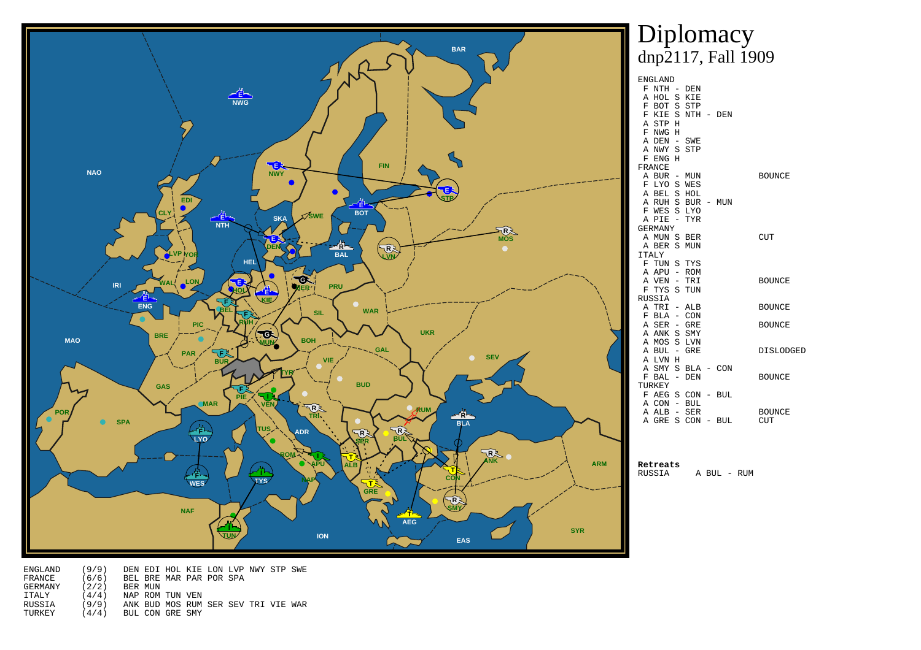# Diplomacy
## dnp2117, Fall 1909

```
ENGLAND
 F NTH - DEN
 A HOL S KIE
 F BOT S STP
 F KIE S NTH - DEN
 A STP H
 F NWG H
 A DEN - SWE
 A NWY S STP
 F ENG H
FRANCE
 A BUR - MUN                 BOUNCE
 F LYO S WES
 A BEL S HOL
 A RUH S BUR - MUN
 F WES S LYO
 A PIE - TYR
GERMANY
 A MUN S BER                 CUT
 A BER S MUN
ITALY
 F TUN S TYS
 A APU - ROM
 A VEN - TRI                 BOUNCE
 F TYS S TUN
RUSSIA
 A TRI - ALB                 BOUNCE
 F BLA - CON
 A SER - GRE                 BOUNCE
 A ANK S SMY
 A MOS S LVN
 A BUL - GRE                 DISLODGED
 A LVN H
 A SMY S BLA - CON
 F BAL - DEN                 BOUNCE
TURKEY
 F AEG S CON - BUL
 A CON - BUL
 A ALB - SER                 BOUNCE
 A GRE S CON - BUL           CUT
```

**Retreats**

```
RUSSIA      A BUL - RUM
```

```
ENGLAND    (9/9)    DEN EDI HOL KIE LON LVP NWY STP SWE
FRANCE     (6/6)    BEL BRE MAR PAR POR SPA
GERMANY    (2/2)    BER MUN
ITALY      (4/4)    NAP ROM TUN VEN
RUSSIA     (9/9)    ANK BUD MOS RUM SER SEV TRI VIE WAR
TURKEY     (4/4)    BUL CON GRE SMY
```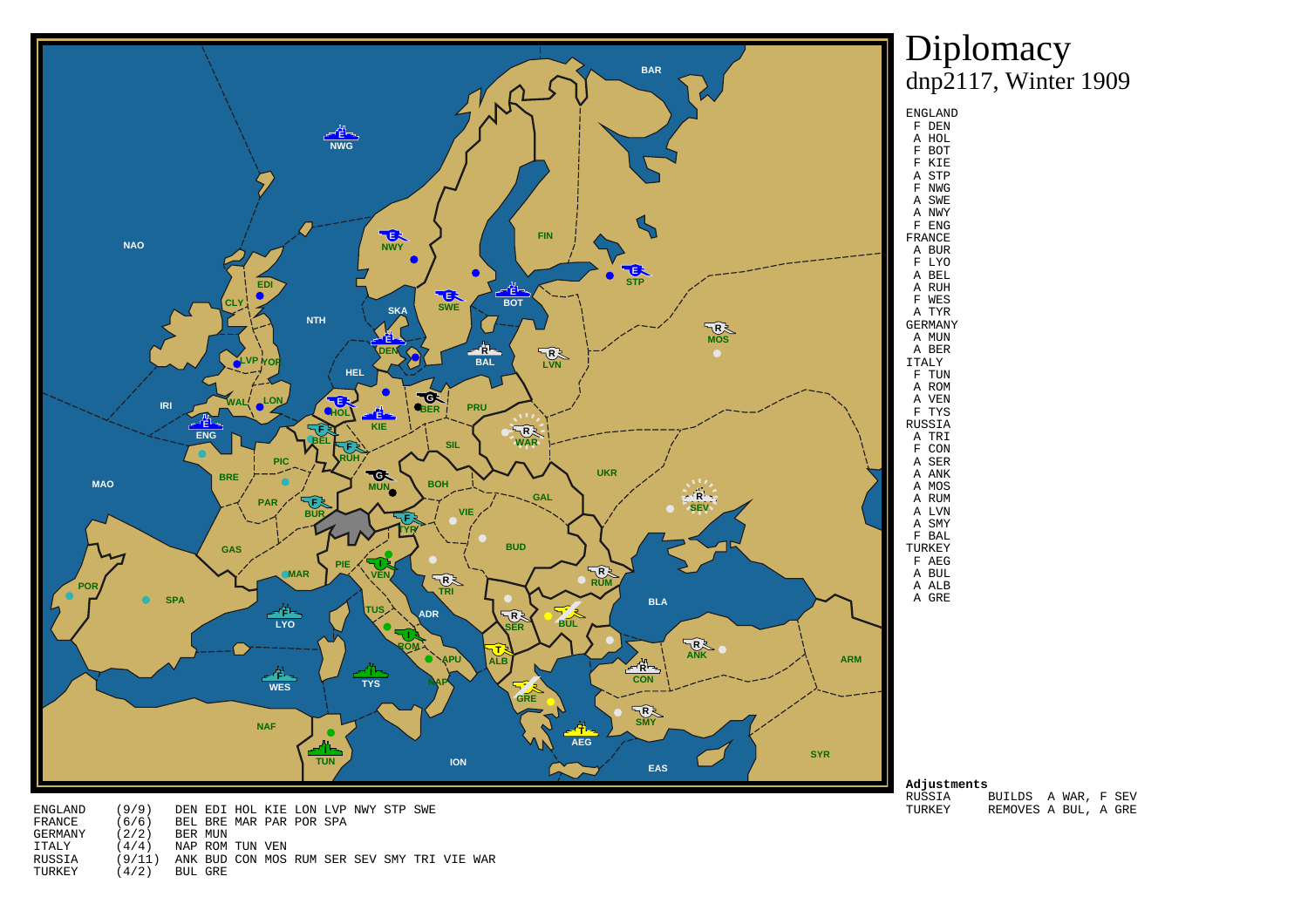# Diplomacy
## dnp2117, Winter 1909

ENGLAND
- F DEN
- A HOL
- F BOT
- F KIE
- A STP
- F NWG
- A SWE
- A NWY
- F ENG

FRANCE
- A BUR
- F LYO
- A BEL
- A RUH
- F WES
- A TYR

GERMANY
- A MUN
- A BER

ITALY
- F TUN
- A ROM
- A VEN
- F TYS

RUSSIA
- A TRI
- F CON
- A SER
- A ANK
- A MOS
- A RUM
- A LVN
- A SMY
- F BAL

TURKEY
- F AEG
- A BUL
- A ALB
- A GRE

**Adjustments**

| | |
|---|---|
| RUSSIA | BUILDS A WAR, F SEV |
| TURKEY | REMOVES A BUL, A GRE |

| | | |
|---|---|---|
| ENGLAND | (9/9) | DEN EDI HOL KIE LON LVP NWY STP SWE |
| FRANCE | (6/6) | BEL BRE MAR PAR POR SPA |
| GERMANY | (2/2) | BER MUN |
| ITALY | (4/4) | NAP ROM TUN VEN |
| RUSSIA | (9/11) | ANK BUD CON MOS RUM SER SEV SMY TRI VIE WAR |
| TURKEY | (4/2) | BUL GRE |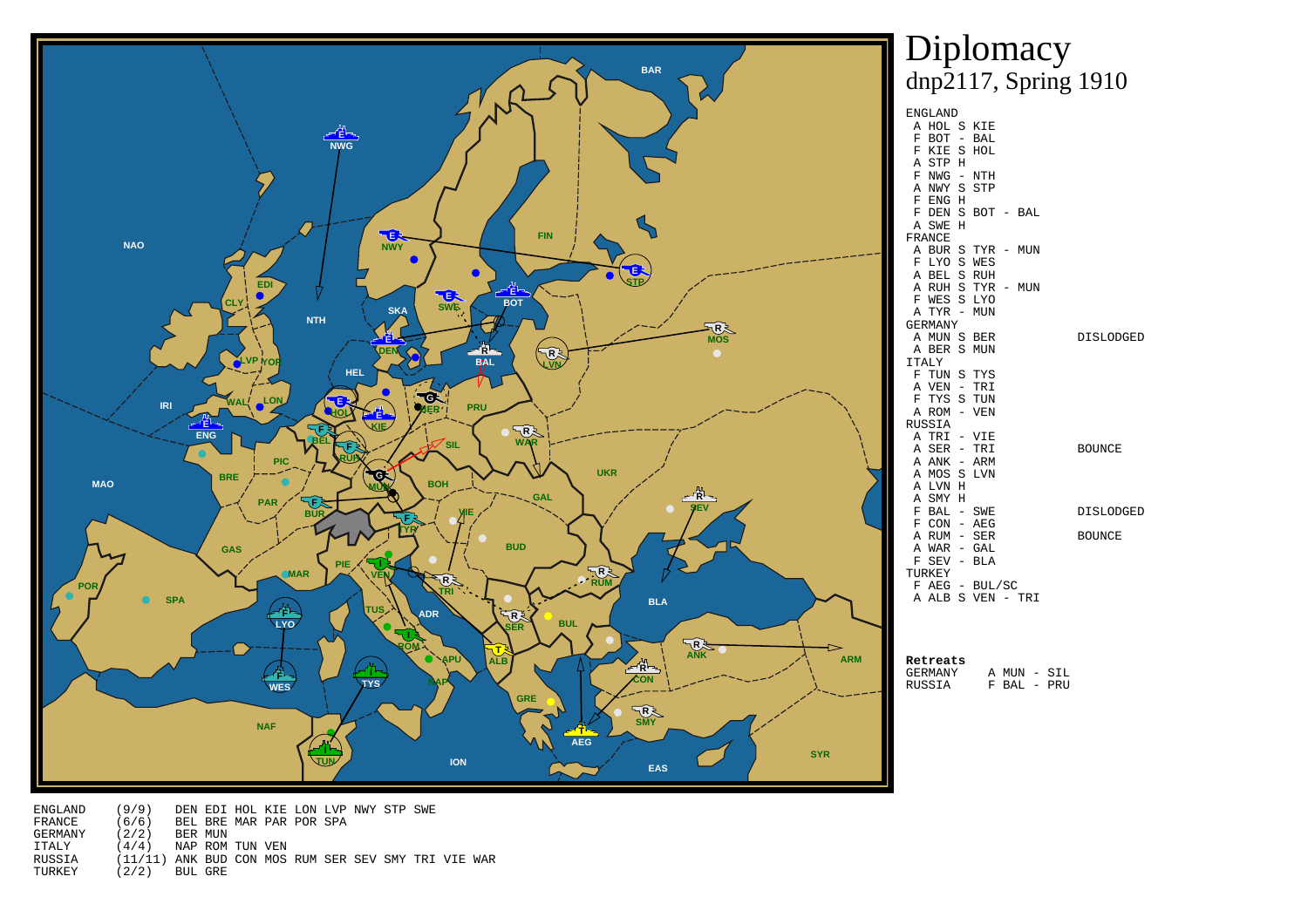# Diplomacy
## dnp2117, Spring 1910

```
ENGLAND
 A HOL S KIE
 F BOT - BAL
 F KIE S HOL
 A STP H
 F NWG - NTH
 A NWY S STP
 F ENG H
 F DEN S BOT - BAL
 A SWE H
FRANCE
 A BUR S TYR - MUN
 F LYO S WES
 A BEL S RUH
 A RUH S TYR - MUN
 F WES S LYO
 A TYR - MUN
GERMANY
 A MUN S BER              DISLODGED
 A BER S MUN
ITALY
 F TUN S TYS
 A VEN - TRI
 F TYS S TUN
 A ROM - VEN
RUSSIA
 A TRI - VIE
 A SER - TRI              BOUNCE
 A ANK - ARM
 A MOS S LVN
 A LVN H
 A SMY H
 F BAL - SWE              DISLODGED
 F CON - AEG
 A RUM - SER              BOUNCE
 A WAR - GAL
 F SEV - BLA
TURKEY
 F AEG - BUL/SC
 A ALB S VEN - TRI
```

**Retreats**

```
GERMANY      A MUN - SIL
RUSSIA       F BAL - PRU
```

```
ENGLAND    (9/9)    DEN EDI HOL KIE LON LVP NWY STP SWE
FRANCE     (6/6)    BEL BRE MAR PAR POR SPA
GERMANY    (2/2)    BER MUN
ITALY      (4/4)    NAP ROM TUN VEN
RUSSIA     (11/11)  ANK BUD CON MOS RUM SER SEV SMY TRI VIE WAR
TURKEY     (2/2)    BUL GRE
```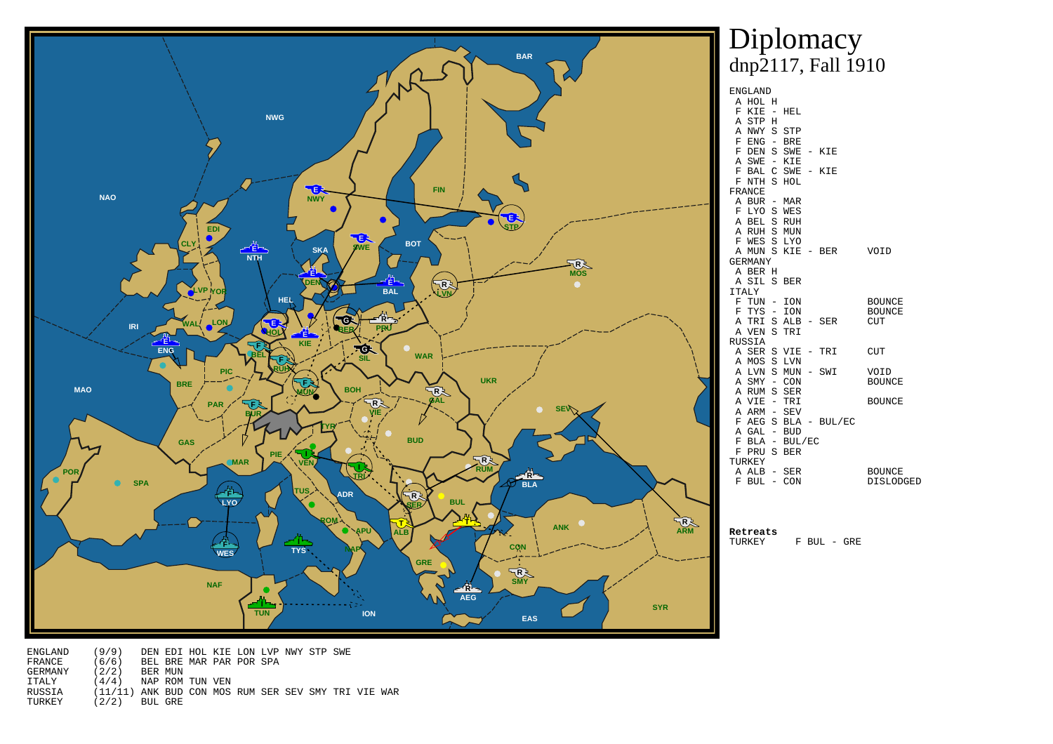# Diplomacy
## dnp2117, Fall 1910

ENGLAND
- A HOL H
- F KIE - HEL
- A STP H
- A NWY S STP
- F ENG - BRE
- F DEN S SWE - KIE
- A SWE - KIE
- F BAL C SWE - KIE
- F NTH S HOL

FRANCE
- A BUR - MAR
- F LYO S WES
- A BEL S RUH
- A RUH S MUN
- F WES S LYO
- A MUN S KIE - BER — VOID

GERMANY
- A BER H
- A SIL S BER

ITALY
- F TUN - ION — BOUNCE
- F TYS - ION — BOUNCE
- A TRI S ALB - SER — CUT
- A VEN S TRI

RUSSIA
- A SER S VIE - TRI — CUT
- A MOS S LVN
- A LVN S MUN - SWI — VOID
- A SMY - CON — BOUNCE
- A RUM S SER
- A VIE - TRI — BOUNCE
- A ARM - SEV
- F AEG S BLA - BUL/EC
- A GAL - BUD
- F BLA - BUL/EC
- F PRU S BER

TURKEY
- A ALB - SER — BOUNCE
- F BUL - CON — DISLODGED

**Retreats**

TURKEY F BUL - GRE

| | | |
|---|---|---|
| ENGLAND | (9/9) | DEN EDI HOL KIE LON LVP NWY STP SWE |
| FRANCE | (6/6) | BEL BRE MAR PAR POR SPA |
| GERMANY | (2/2) | BER MUN |
| ITALY | (4/4) | NAP ROM TUN VEN |
| RUSSIA | (11/11) | ANK BUD CON MOS RUM SER SEV SMY TRI VIE WAR |
| TURKEY | (2/2) | BUL GRE |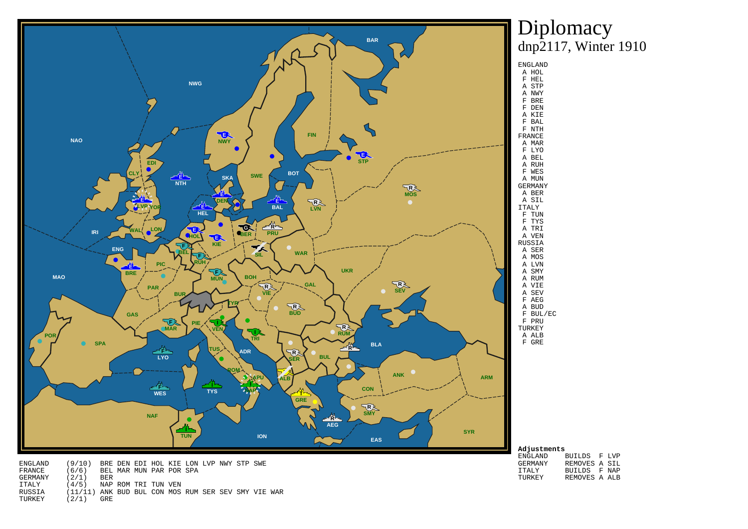# Diplomacy

dnp2117, Winter 1910

ENGLAND
- A HOL
- F HEL
- A STP
- A NWY
- F BRE
- F DEN
- A KIE
- F BAL
- F NTH

FRANCE
- A MAR
- F LYO
- A BEL
- A RUH
- F WES
- A MUN

GERMANY
- A BER
- A SIL

ITALY
- F TUN
- F TYS
- A TRI
- A VEN

RUSSIA
- A SER
- A MOS
- A LVN
- A SMY
- A RUM
- A VIE
- A SEV
- F AEG
- A BUD
- F BUL/EC
- F PRU

TURKEY
- A ALB
- F GRE

**Adjustments**

| | |
|---|---|
| ENGLAND | BUILDS F LVP |
| GERMANY | REMOVES A SIL |
| ITALY | BUILDS F NAP |
| TURKEY | REMOVES A ALB |

| | | |
|---|---|---|
| ENGLAND | (9/10) | BRE DEN EDI HOL KIE LON LVP NWY STP SWE |
| FRANCE | (6/6) | BEL MAR MUN PAR POR SPA |
| GERMANY | (2/1) | BER |
| ITALY | (4/5) | NAP ROM TRI TUN VEN |
| RUSSIA | (11/11) | ANK BUD BUL CON MOS RUM SER SEV SMY VIE WAR |
| TURKEY | (2/1) | GRE |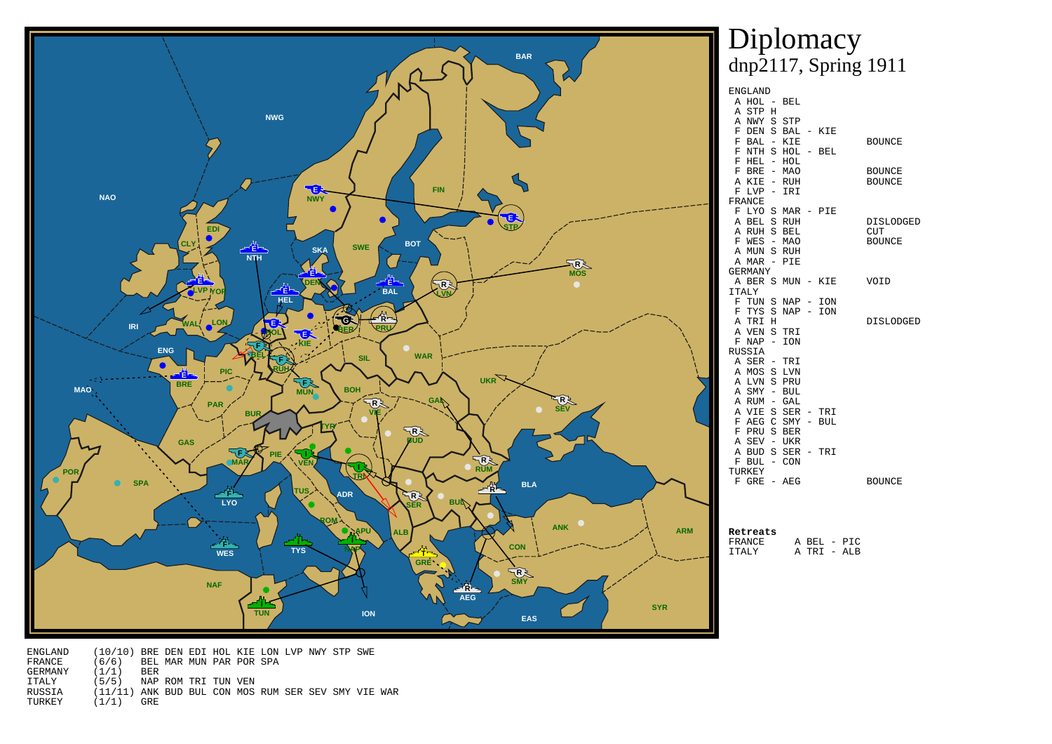# Diplomacy
## dnp2117, Spring 1911

### ENGLAND

| Order | Result |
|---|---|
| A HOL - BEL | |
| A STP H | |
| A NWY S STP | |
| F DEN S BAL - KIE | |
| F BAL - KIE | BOUNCE |
| F NTH S HOL - BEL | |
| F HEL - HOL | |
| F BRE - MAO | BOUNCE |
| A KIE - RUH | BOUNCE |
| F LVP - IRI | |

### FRANCE

| Order | Result |
|---|---|
| F LYO S MAR - PIE | |
| A BEL S RUH | DISLODGED |
| A RUH S BEL | CUT |
| F WES - MAO | BOUNCE |
| A MUN S RUH | |
| A MAR - PIE | |

### GERMANY

| Order | Result |
|---|---|
| A BER S MUN - KIE | VOID |

### ITALY

| Order | Result |
|---|---|
| F TUN S NAP - ION | |
| F TYS S NAP - ION | |
| A TRI H | DISLODGED |
| A VEN S TRI | |
| F NAP - ION | |

### RUSSIA

| Order | Result |
|---|---|
| A SER - TRI | |
| A MOS S LVN | |
| A LVN S PRU | |
| A SMY - BUL | |
| A RUM - GAL | |
| A VIE S SER - TRI | |
| F AEG C SMY - BUL | |
| F PRU S BER | |
| A SEV - UKR | |
| A BUD S SER - TRI | |
| F BUL - CON | |

### TURKEY

| Order | Result |
|---|---|
| F GRE - AEG | BOUNCE |

**Retreats**

| | |
|---|---|
| FRANCE | A BEL - PIC |
| ITALY | A TRI - ALB |

| Power | Centers | Supply Centers |
|---|---|---|
| ENGLAND | (10/10) | BRE DEN EDI HOL KIE LON LVP NWY STP SWE |
| FRANCE | (6/6) | BEL MAR MUN PAR POR SPA |
| GERMANY | (1/1) | BER |
| ITALY | (5/5) | NAP ROM TRI TUN VEN |
| RUSSIA | (11/11) | ANK BUD BUL CON MOS RUM SER SEV SMY VIE WAR |
| TURKEY | (1/1) | GRE |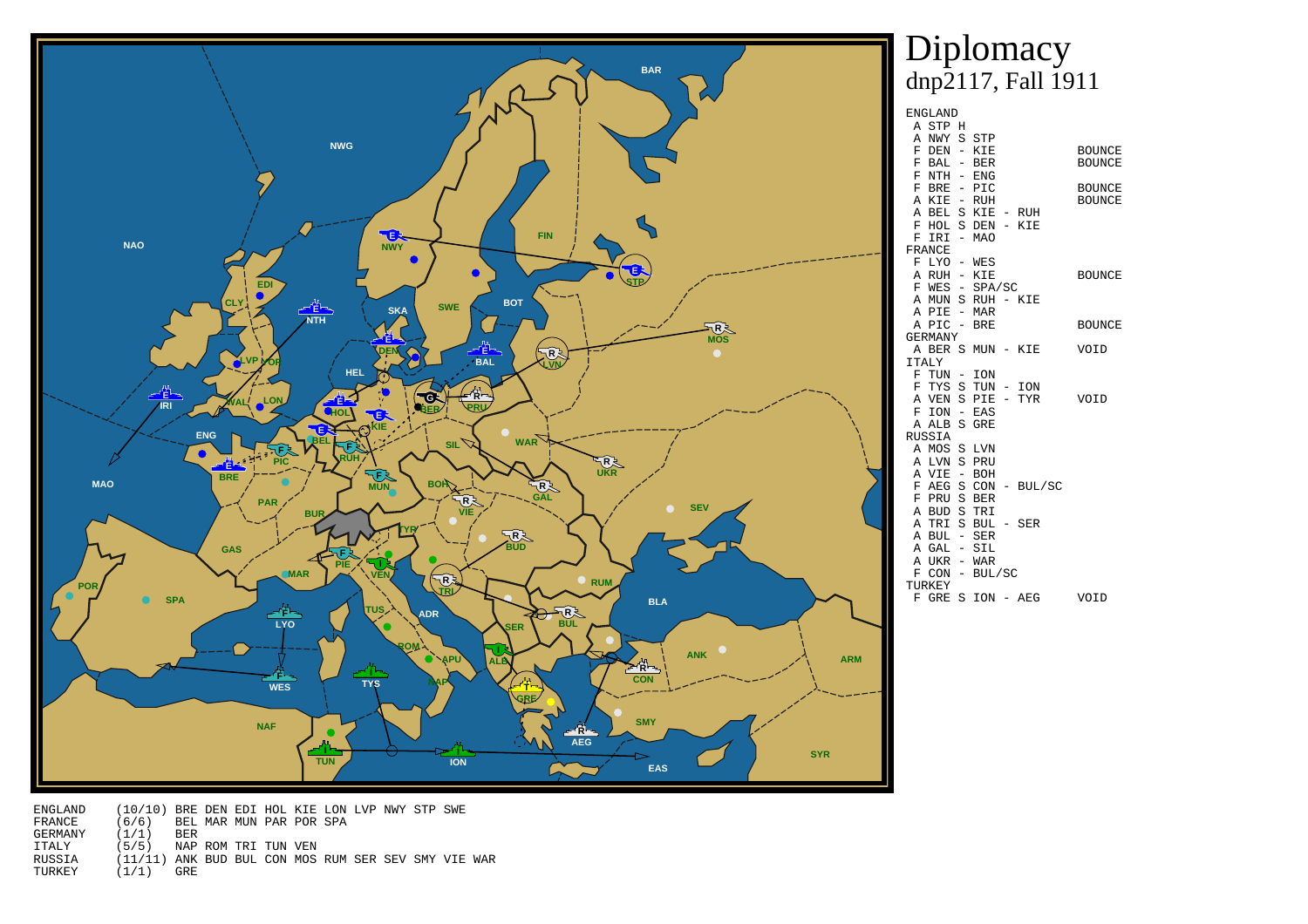# Diplomacy
## dnp2117, Fall 1911

```
ENGLAND
 A STP H
 A NWY S STP
 F DEN - KIE              BOUNCE
 F BAL - BER             BOUNCE
 F NTH - ENG
 F BRE - PIC             BOUNCE
 A KIE - RUH             BOUNCE
 A BEL S KIE - RUH
 F HOL S DEN - KIE
 F IRI - MAO
FRANCE
 F LYO - WES
 A RUH - KIE             BOUNCE
 F WES - SPA/SC
 A MUN S RUH - KIE
 A PIE - MAR
 A PIC - BRE             BOUNCE
GERMANY
 A BER S MUN - KIE       VOID
ITALY
 F TUN - ION
 F TYS S TUN - ION
 A VEN S PIE - TYR       VOID
 F ION - EAS
 A ALB S GRE
RUSSIA
 A MOS S LVN
 A LVN S PRU
 A VIE - BOH
 F AEG S CON - BUL/SC
 F PRU S BER
 A BUD S TRI
 A TRI S BUL - SER
 A BUL - SER
 A GAL - SIL
 A UKR - WAR
 F CON - BUL/SC
TURKEY
 F GRE S ION - AEG       VOID
```

```
ENGLAND    (10/10) BRE DEN EDI HOL KIE LON LVP NWY STP SWE
FRANCE     (6/6)   BEL MAR MUN PAR POR SPA
GERMANY    (1/1)   BER
ITALY      (5/5)   NAP ROM TRI TUN VEN
RUSSIA     (11/11) ANK BUD BUL CON MOS RUM SER SEV SMY VIE WAR
TURKEY     (1/1)   GRE
```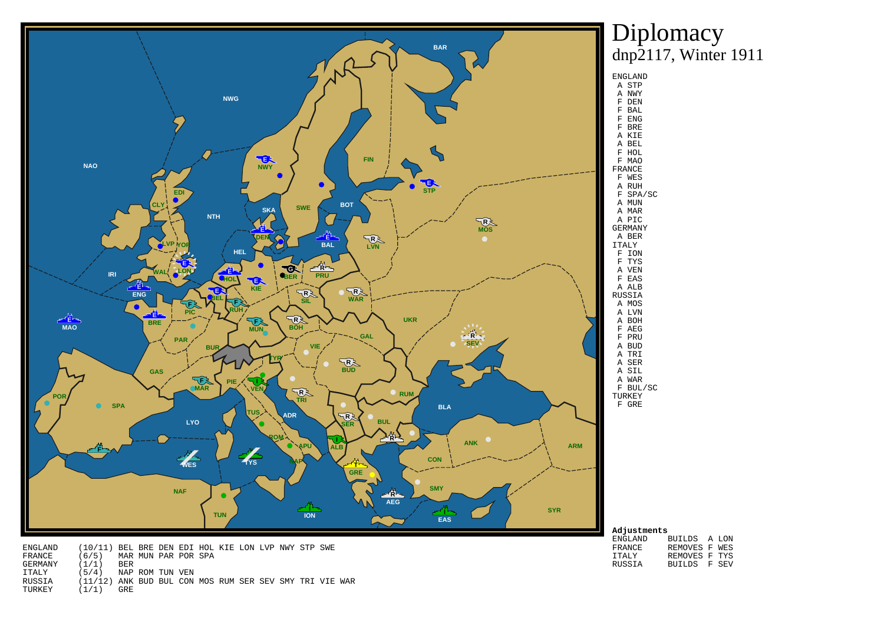# Diplomacy
## dnp2117, Winter 1911

ENGLAND
- A STP
- A NWY
- F DEN
- F BAL
- F ENG
- F BRE
- A KIE
- A BEL
- F HOL
- F MAO

FRANCE
- F WES
- A RUH
- F SPA/SC
- A MUN
- A MAR
- A PIC

GERMANY
- A BER

ITALY
- F ION
- F TYS
- A VEN
- F EAS
- A ALB

RUSSIA
- A MOS
- A LVN
- A BOH
- F AEG
- F PRU
- A BUD
- A TRI
- A SER
- A SIL
- A WAR
- F BUL/SC

TURKEY
- F GRE

**Adjustments**

| | | |
|---|---|---|
| ENGLAND | BUILDS | A LON |
| FRANCE | REMOVES | F WES |
| ITALY | REMOVES | F TYS |
| RUSSIA | BUILDS | F SEV |

| | | |
|---|---|---|
| ENGLAND | (10/11) | BEL BRE DEN EDI HOL KIE LON LVP NWY STP SWE |
| FRANCE | (6/5) | MAR MUN PAR POR SPA |
| GERMANY | (1/1) | BER |
| ITALY | (5/4) | NAP ROM TUN VEN |
| RUSSIA | (11/12) | ANK BUD BUL CON MOS RUM SER SEV SMY TRI VIE WAR |
| TURKEY | (1/1) | GRE |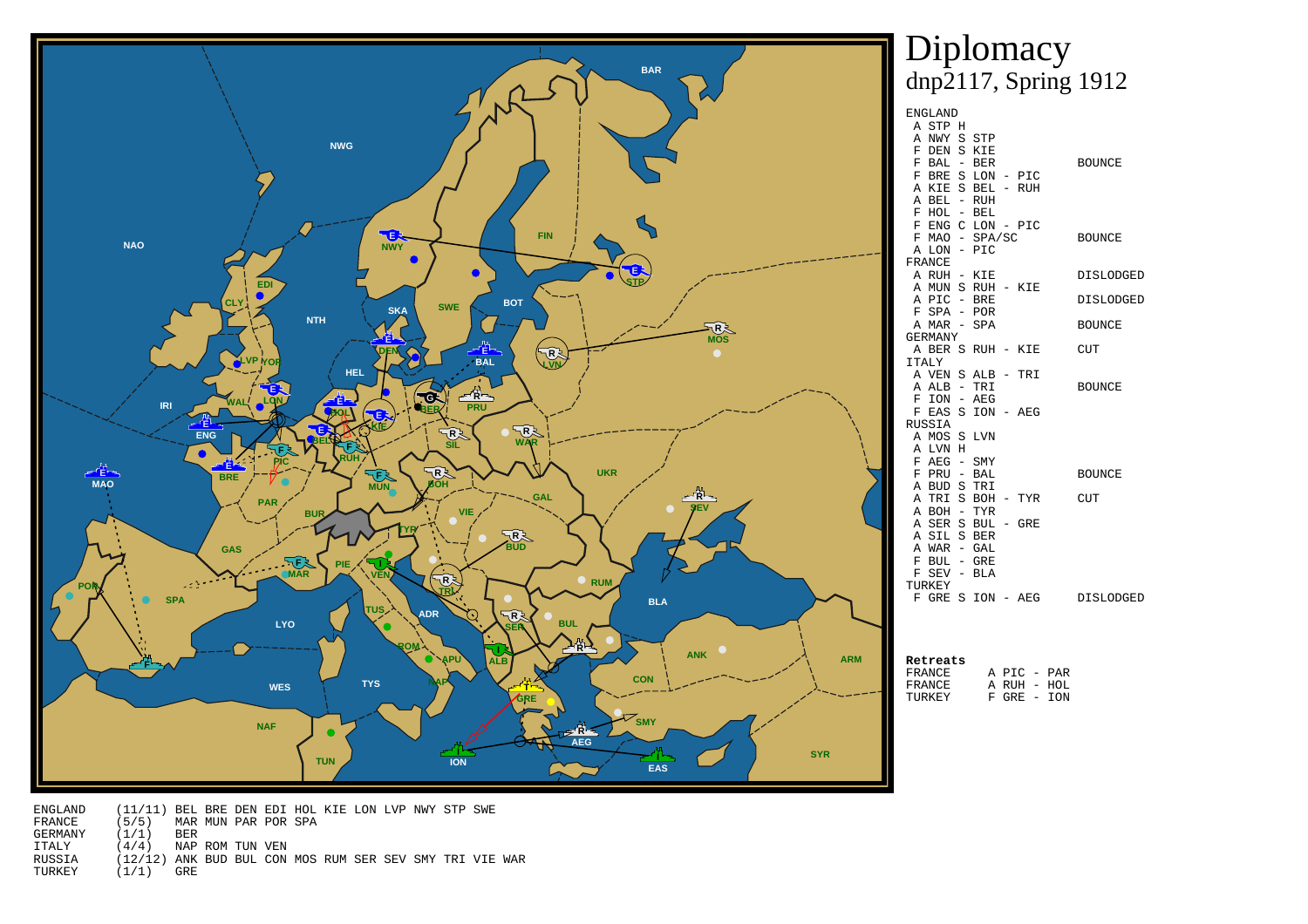# Diplomacy
## dnp2117, Spring 1912

```
ENGLAND
 A STP H
 A NWY S STP
 F DEN S KIE
 F BAL - BER              BOUNCE
 F BRE S LON - PIC
 A KIE S BEL - RUH
 A BEL - RUH
 F HOL - BEL
 F ENG C LON - PIC
 F MAO - SPA/SC           BOUNCE
 A LON - PIC
FRANCE
 A RUH - KIE              DISLODGED
 A MUN S RUH - KIE
 A PIC - BRE              DISLODGED
 F SPA - POR
 A MAR - SPA              BOUNCE
GERMANY
 A BER S RUH - KIE        CUT
ITALY
 A VEN S ALB - TRI
 A ALB - TRI              BOUNCE
 F ION - AEG
 F EAS S ION - AEG
RUSSIA
 A MOS S LVN
 A LVN H
 F AEG - SMY
 F PRU - BAL              BOUNCE
 A BUD S TRI
 A TRI S BOH - TYR        CUT
 A BOH - TYR
 A SER S BUL - GRE
 A SIL S BER
 A WAR - GAL
 F BUL - GRE
 F SEV - BLA
TURKEY
 F GRE S ION - AEG        DISLODGED
```

**Retreats**

```
FRANCE     A PIC - PAR
FRANCE     A RUH - HOL
TURKEY     F GRE - ION
```

```
ENGLAND    (11/11) BEL BRE DEN EDI HOL KIE LON LVP NWY STP SWE
FRANCE     (5/5)   MAR MUN PAR POR SPA
GERMANY    (1/1)   BER
ITALY      (4/4)   NAP ROM TUN VEN
RUSSIA     (12/12) ANK BUD BUL CON MOS RUM SER SEV SMY TRI VIE WAR
TURKEY     (1/1)   GRE
```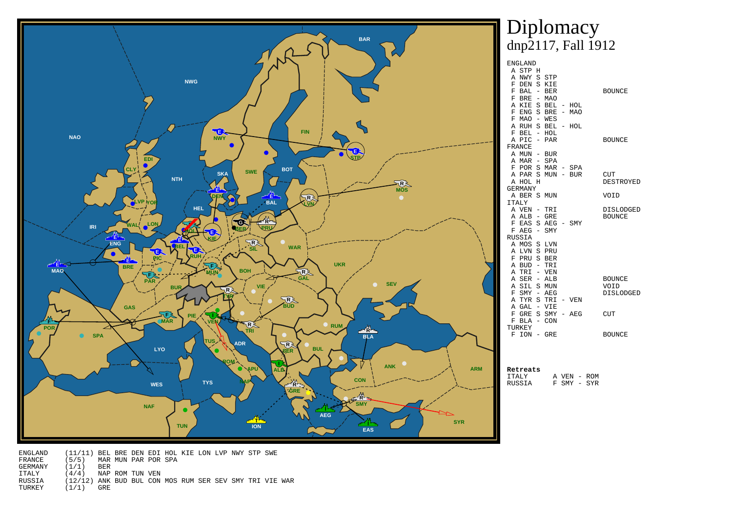# Diplomacy
## dnp2117, Fall 1912

```
ENGLAND
 A STP H
 A NWY S STP
 F DEN S KIE
 F BAL - BER                 BOUNCE
 F BRE - MAO
 A KIE S BEL - HOL
 F ENG S BRE - MAO
 F MAO - WES
 A RUH S BEL - HOL
 F BEL - HOL
 A PIC - PAR                 BOUNCE
FRANCE
 A MUN - BUR
 A MAR - SPA
 F POR S MAR - SPA
 A PAR S MUN - BUR           CUT
 A HOL H                     DESTROYED
GERMANY
 A BER S MUN                 VOID
ITALY
 A VEN - TRI                 DISLODGED
 A ALB - GRE                 BOUNCE
 F EAS S AEG - SMY
 F AEG - SMY
RUSSIA
 A MOS S LVN
 A LVN S PRU
 F PRU S BER
 A BUD - TRI
 A TRI - VEN
 A SER - ALB                 BOUNCE
 A SIL S MUN                 VOID
 F SMY - AEG                 DISLODGED
 A TYR S TRI - VEN
 A GAL - VIE
 F GRE S SMY - AEG           CUT
 F BLA - CON
TURKEY
 F ION - GRE                 BOUNCE
```

**Retreats**

```
ITALY       A VEN - ROM
RUSSIA      F SMY - SYR
```

```
ENGLAND     (11/11) BEL BRE DEN EDI HOL KIE LON LVP NWY STP SWE
FRANCE      (5/5)   MAR MUN PAR POR SPA
GERMANY     (1/1)   BER
ITALY       (4/4)   NAP ROM TUN VEN
RUSSIA      (12/12) ANK BUD BUL CON MOS RUM SER SEV SMY TRI VIE WAR
TURKEY      (1/1)   GRE
```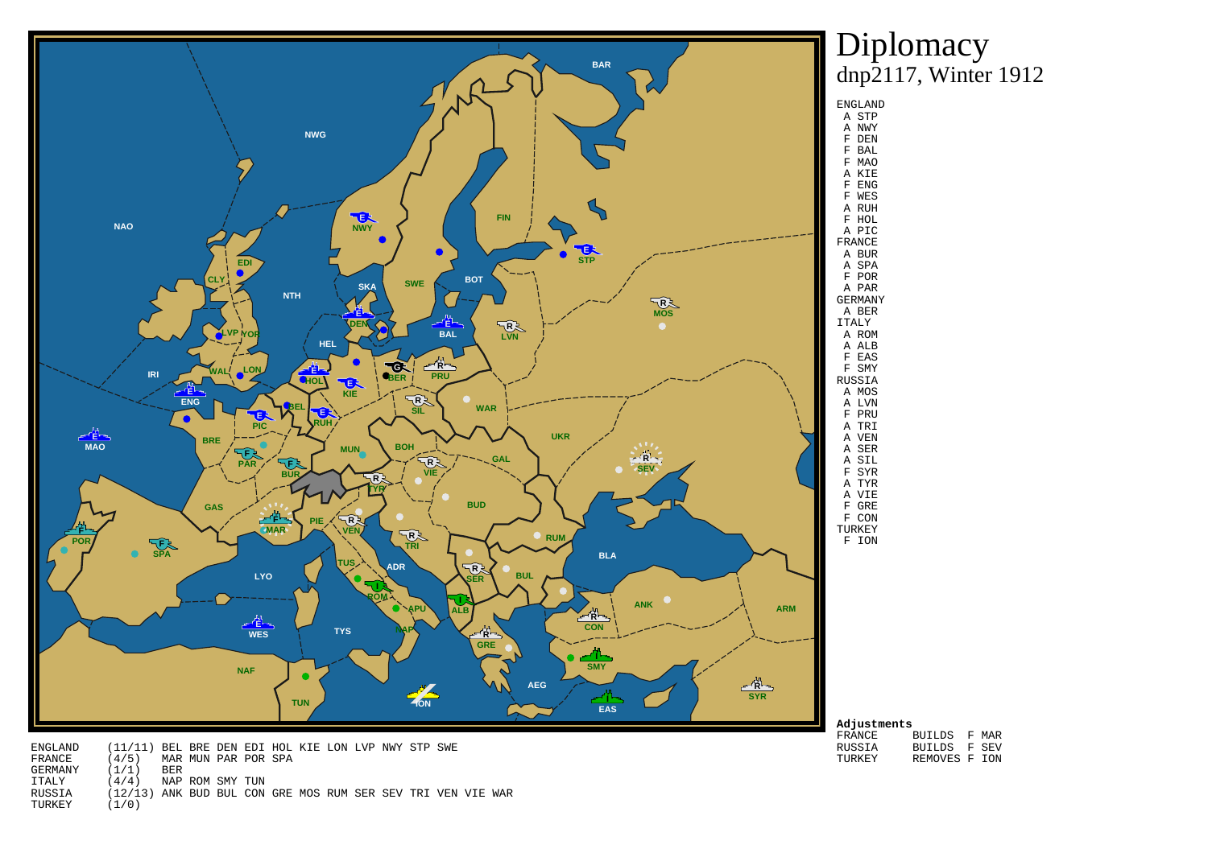# Diplomacy
dnp2117, Winter 1912

ENGLAND
- A STP
- A NWY
- F DEN
- F BAL
- F MAO
- A KIE
- F ENG
- F WES
- A RUH
- F HOL
- A PIC

FRANCE
- A BUR
- A SPA
- F POR
- A PAR

GERMANY
- A BER

ITALY
- A ROM
- A ALB
- F EAS
- F SMY

RUSSIA
- A MOS
- A LVN
- F PRU
- A TRI
- A VEN
- A SER
- A SIL
- F SYR
- A TYR
- A VIE
- F GRE
- F CON

TURKEY
- F ION

**Adjustments**

| | | |
|---|---|---|
| FRANCE | BUILDS | F MAR |
| RUSSIA | BUILDS | F SEV |
| TURKEY | REMOVES | F ION |

| | | |
|---|---|---|
| ENGLAND | (11/11) | BEL BRE DEN EDI HOL KIE LON LVP NWY STP SWE |
| FRANCE | (4/5) | MAR MUN PAR POR SPA |
| GERMANY | (1/1) | BER |
| ITALY | (4/4) | NAP ROM SMY TUN |
| RUSSIA | (12/13) | ANK BUD BUL CON GRE MOS RUM SER SEV TRI VEN VIE WAR |
| TURKEY | (1/0) | |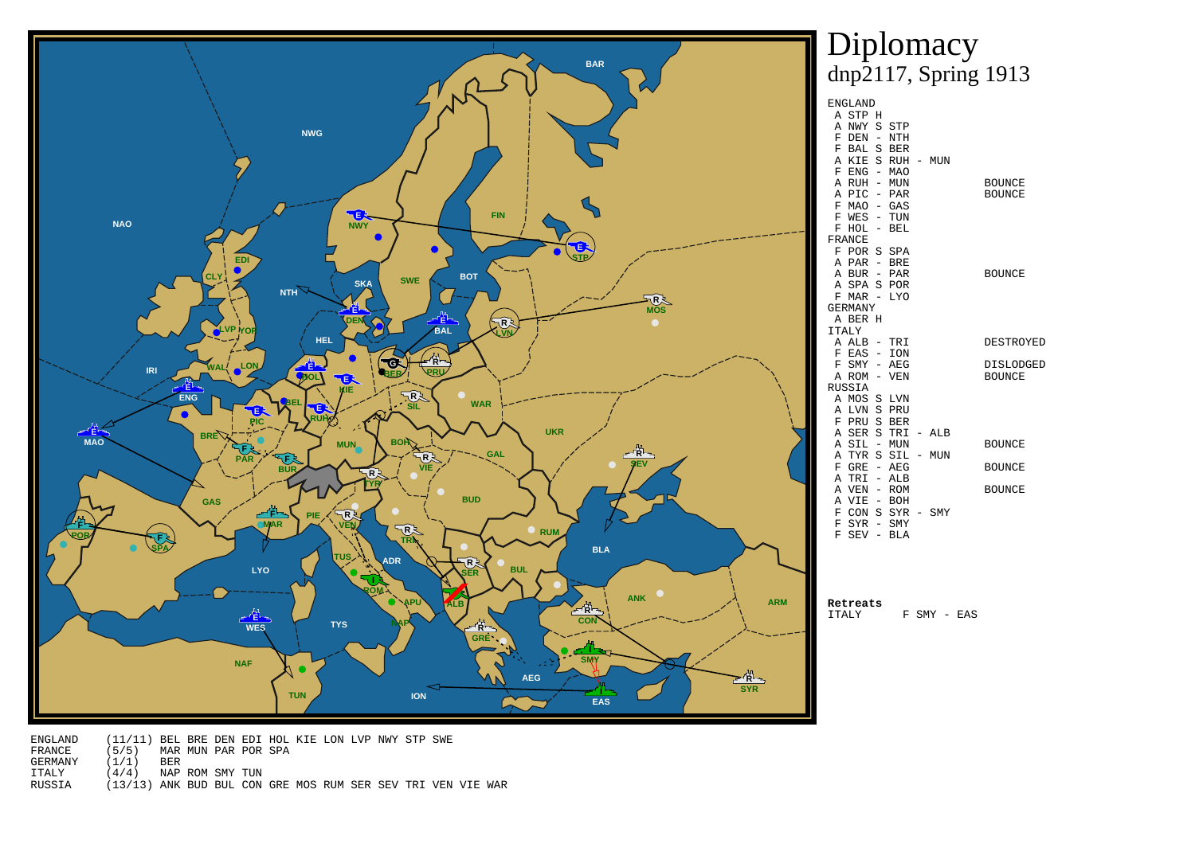# Diplomacy
## dnp2117, Spring 1913

ENGLAND
- A STP H
- A NWY S STP
- F DEN - NTH
- F BAL S BER
- A KIE S RUH - MUN
- F ENG - MAO
- A RUH - MUN — BOUNCE
- A PIC - PAR — BOUNCE
- F MAO - GAS
- F WES - TUN
- F HOL - BEL

FRANCE
- F POR S SPA
- A PAR - BRE
- A BUR - PAR — BOUNCE
- A SPA S POR
- F MAR - LYO

GERMANY
- A BER H

ITALY
- A ALB - TRI — DESTROYED
- F EAS - ION
- F SMY - AEG — DISLODGED
- A ROM - VEN — BOUNCE

RUSSIA
- A MOS S LVN
- A LVN S PRU
- F PRU S BER
- A SER S TRI - ALB
- A SIL - MUN — BOUNCE
- A TYR S SIL - MUN
- F GRE - AEG — BOUNCE
- A TRI - ALB
- A VEN - ROM — BOUNCE
- A VIE - BOH
- F CON S SYR - SMY
- F SYR - SMY
- F SEV - BLA

**Retreats**

ITALY F SMY - EAS

| | | |
|---|---|---|
| ENGLAND | (11/11) | BEL BRE DEN EDI HOL KIE LON LVP NWY STP SWE |
| FRANCE | (5/5) | MAR MUN PAR POR SPA |
| GERMANY | (1/1) | BER |
| ITALY | (4/4) | NAP ROM SMY TUN |
| RUSSIA | (13/13) | ANK BUD BUL CON GRE MOS RUM SER SEV TRI VEN VIE WAR |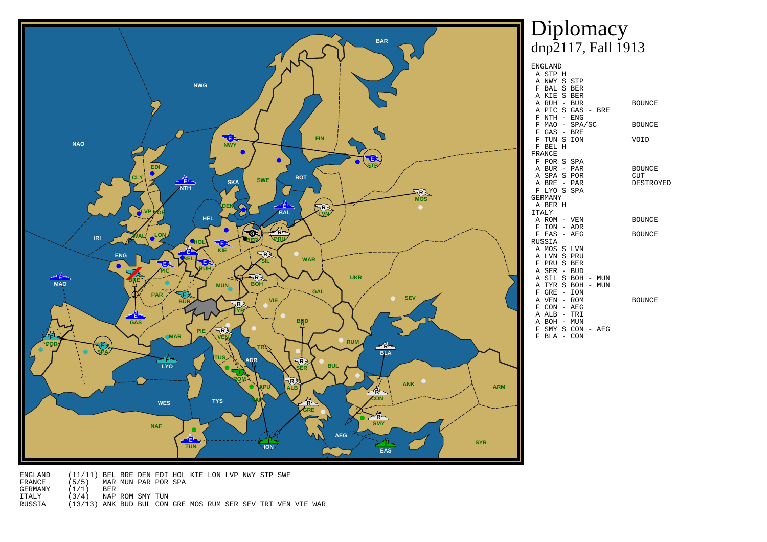# Diplomacy

dnp2117, Fall 1913

```
ENGLAND
 A STP H
 A NWY S STP
 F BAL S BER
 A KIE S BER
 A RUH - BUR                  BOUNCE
 A PIC S GAS - BRE
 F NTH - ENG
 F MAO - SPA/SC               BOUNCE
 F GAS - BRE
 F TUN S ION                  VOID
 F BEL H
FRANCE
 F POR S SPA
 A BUR - PAR                  BOUNCE
 A SPA S POR                  CUT
 A BRE - PAR                  DESTROYED
 F LYO S SPA
GERMANY
 A BER H
ITALY
 A ROM - VEN                  BOUNCE
 F ION - ADR
 F EAS - AEG                  BOUNCE
RUSSIA
 A MOS S LVN
 A LVN S PRU
 F PRU S BER
 A SER - BUD
 A SIL S BOH - MUN
 A TYR S BOH - MUN
 F GRE - ION
 A VEN - ROM                  BOUNCE
 F CON - AEG
 A ALB - TRI
 A BOH - MUN
 F SMY S CON - AEG
 F BLA - CON
```

```
ENGLAND    (11/11) BEL BRE DEN EDI HOL KIE LON LVP NWY STP SWE
FRANCE     (5/5)   MAR MUN PAR POR SPA
GERMANY    (1/1)   BER
ITALY      (3/4)   NAP ROM SMY TUN
RUSSIA     (13/13) ANK BUD BUL CON GRE MOS RUM SER SEV TRI VEN VIE WAR
```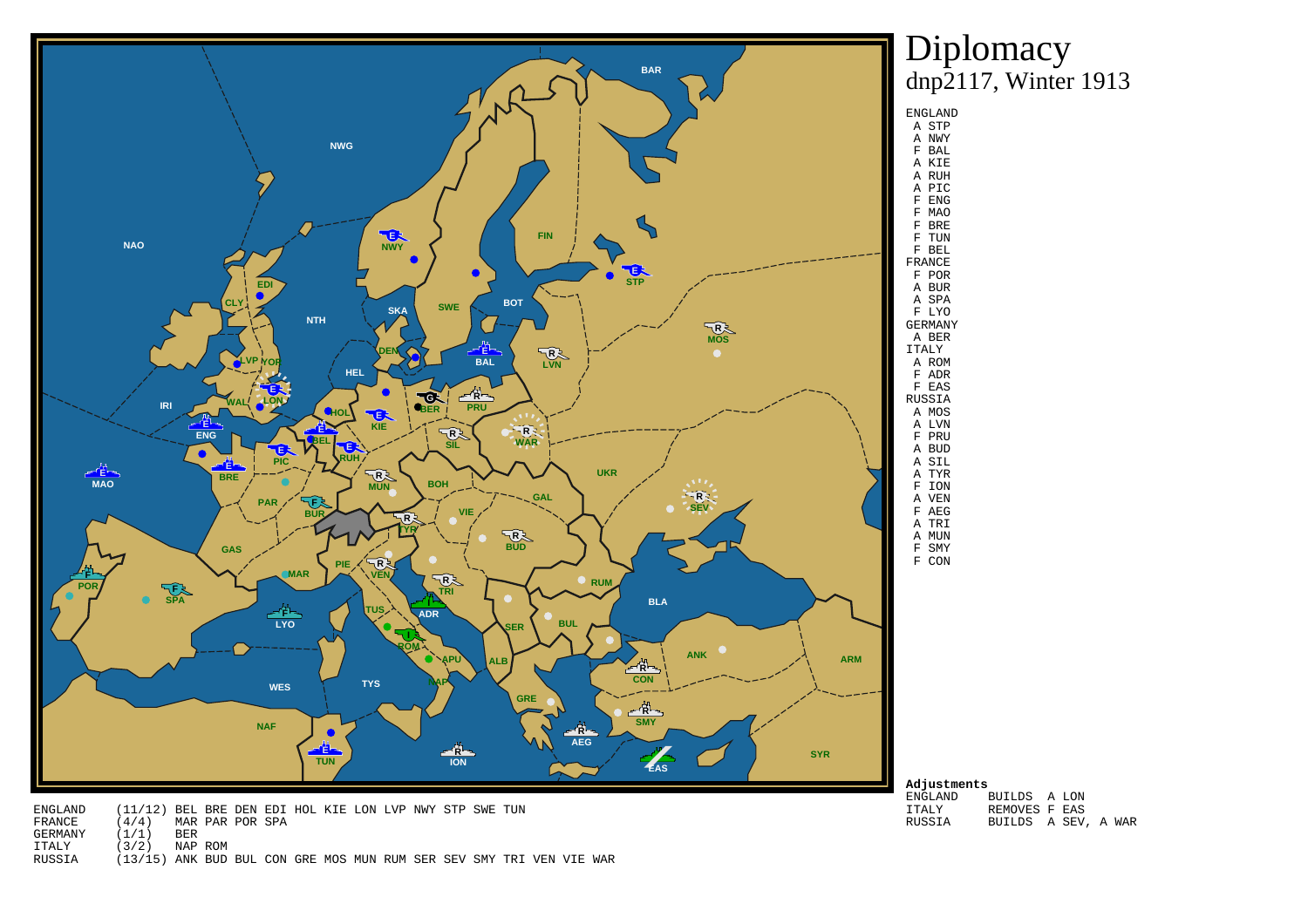# Diplomacy

## dnp2117, Winter 1913

ENGLAND
- A STP
- A NWY
- F BAL
- A KIE
- A RUH
- A PIC
- F ENG
- F MAO
- F BRE
- F TUN
- F BEL

FRANCE
- F POR
- A BUR
- A SPA
- F LYO

GERMANY
- A BER

ITALY
- A ROM
- F ADR
- F EAS

RUSSIA
- A MOS
- A LVN
- F PRU
- A BUD
- A SIL
- A TYR
- F ION
- A VEN
- F AEG
- A TRI
- A MUN
- F SMY
- F CON

**Adjustments**

| | |
|---|---|
| ENGLAND | BUILDS A LON |
| ITALY | REMOVES F EAS |
| RUSSIA | BUILDS A SEV, A WAR |

| | | |
|---|---|---|
| ENGLAND | (11/12) | BEL BRE DEN EDI HOL KIE LON LVP NWY STP SWE TUN |
| FRANCE | (4/4) | MAR PAR POR SPA |
| GERMANY | (1/1) | BER |
| ITALY | (3/2) | NAP ROM |
| RUSSIA | (13/15) | ANK BUD BUL CON GRE MOS MUN RUM SER SEV SMY TRI VEN VIE WAR |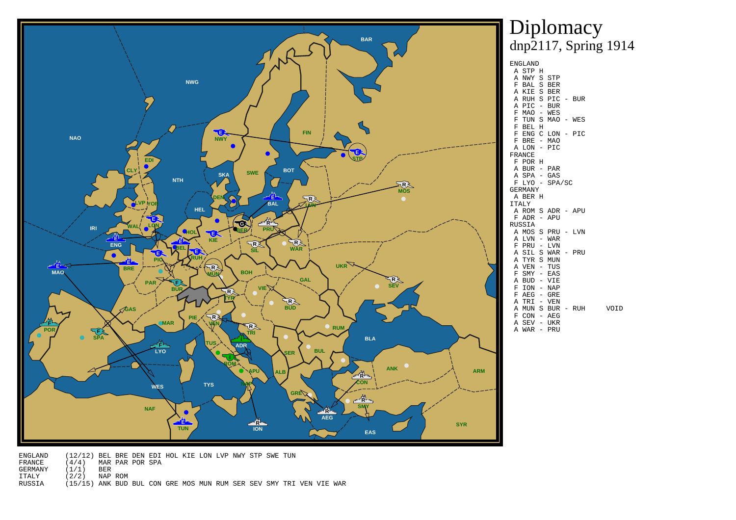# Diplomacy
dnp2117, Spring 1914

```
ENGLAND
 A STP H
 A NWY S STP
 F BAL S BER
 A KIE S BER
 A RUH S PIC - BUR
 A PIC - BUR
 F MAO - WES
 F TUN S MAO - WES
 F BEL H
 F ENG C LON - PIC
 F BRE - MAO
 A LON - PIC
FRANCE
 F POR H
 A BUR - PAR
 A SPA - GAS
 F LYO - SPA/SC
GERMANY
 A BER H
ITALY
 A ROM S ADR - APU
 F ADR - APU
RUSSIA
 A MOS S PRU - LVN
 A LVN - WAR
 F PRU - LVN
 A SIL S WAR - PRU
 A TYR S MUN
 A VEN - TUS
 F SMY - EAS
 A BUD - VIE
 F ION - NAP
 F AEG - GRE
 A TRI - VEN
 A MUN S BUR - RUH     VOID
 F CON - AEG
 A SEV - UKR
 A WAR - PRU
```

```
ENGLAND    (12/12) BEL BRE DEN EDI HOL KIE LON LVP NWY STP SWE TUN
FRANCE     (4/4)   MAR PAR POR SPA
GERMANY    (1/1)   BER
ITALY      (2/2)   NAP ROM
RUSSIA     (15/15) ANK BUD BUL CON GRE MOS MUN RUM SER SEV SMY TRI VEN VIE WAR
```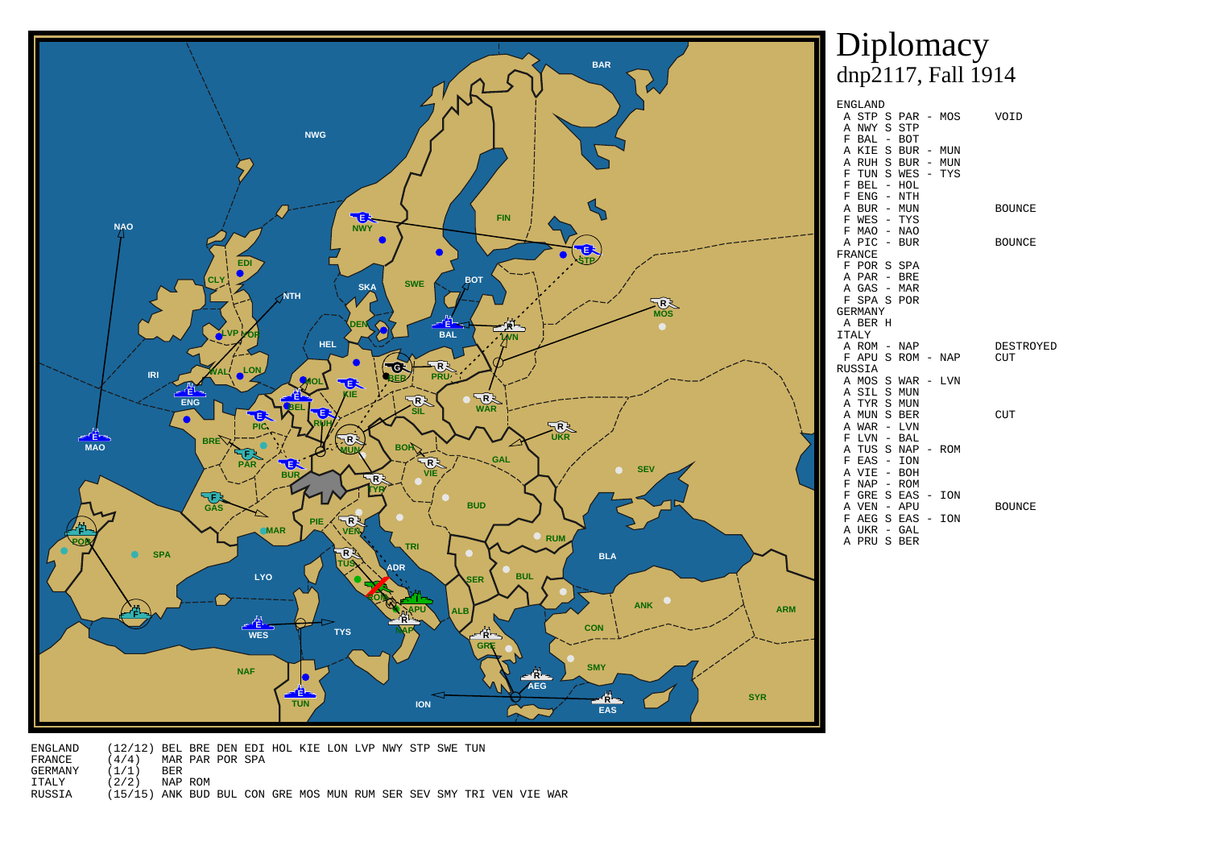# Diplomacy
## dnp2117, Fall 1914

```
ENGLAND
  A STP S PAR - MOS        VOID
  A NWY S STP
  F BAL - BOT
  A KIE S BUR - MUN
  A RUH S BUR - MUN
  F TUN S WES - TYS
  F BEL - HOL
  F ENG - NTH
  A BUR - MUN              BOUNCE
  F WES - TYS
  F MAO - NAO
  A PIC - BUR              BOUNCE
FRANCE
  F POR S SPA
  A PAR - BRE
  A GAS - MAR
  F SPA S POR
GERMANY
  A BER H
ITALY
  A ROM - NAP              DESTROYED
  F APU S ROM - NAP        CUT
RUSSIA
  A MOS S WAR - LVN
  A SIL S MUN
  A TYR S MUN
  A MUN S BER              CUT
  A WAR - LVN
  F LVN - BAL
  A TUS S NAP - ROM
  F EAS - ION
  A VIE - BOH
  F NAP - ROM
  F GRE S EAS - ION
  A VEN - APU              BOUNCE
  F AEG S EAS - ION
  A UKR - GAL
  A PRU S BER
```

```
ENGLAND   (12/12) BEL BRE DEN EDI HOL KIE LON LVP NWY STP SWE TUN
FRANCE    (4/4)   MAR PAR POR SPA
GERMANY   (1/1)   BER
ITALY     (2/2)   NAP ROM
RUSSIA    (15/15) ANK BUD BUL CON GRE MOS MUN RUM SER SEV SMY TRI VEN VIE WAR
```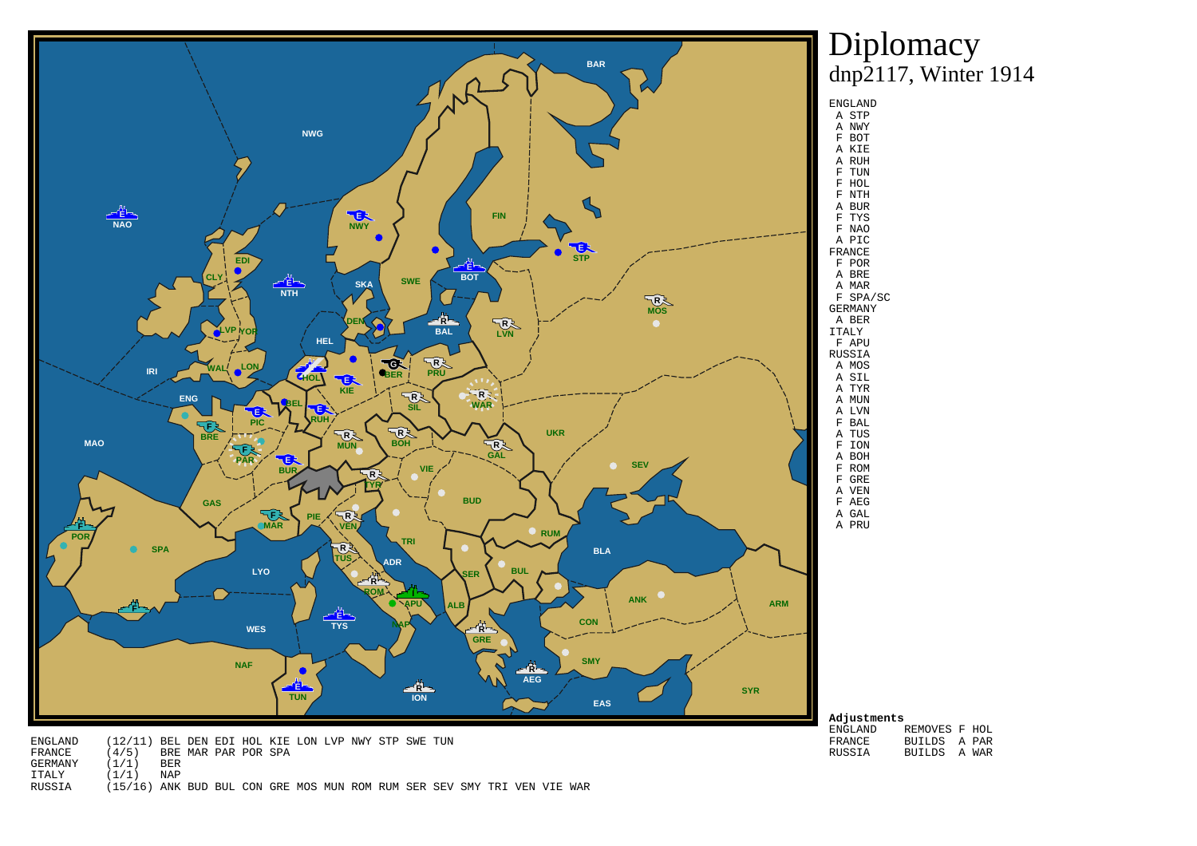# Diplomacy
## dnp2117, Winter 1914

ENGLAND
- A STP
- A NWY
- F BOT
- A KIE
- A RUH
- F TUN
- F HOL
- F NTH
- A BUR
- F TYS
- F NAO
- A PIC

FRANCE
- F POR
- A BRE
- A MAR
- F SPA/SC

GERMANY
- A BER

ITALY
- F APU

RUSSIA
- A MOS
- A SIL
- A TYR
- A MUN
- A LVN
- F BAL
- A TUS
- F ION
- A BOH
- F ROM
- F GRE
- A VEN
- F AEG
- A GAL
- A PRU

**Adjustments**

| | | |
|---|---|---|
| ENGLAND | REMOVES | F HOL |
| FRANCE | BUILDS | A PAR |
| RUSSIA | BUILDS | A WAR |

| | | |
|---|---|---|
| ENGLAND | (12/11) | BEL DEN EDI HOL KIE LON LVP NWY STP SWE TUN |
| FRANCE | (4/5) | BRE MAR PAR POR SPA |
| GERMANY | (1/1) | BER |
| ITALY | (1/1) | NAP |
| RUSSIA | (15/16) | ANK BUD BUL CON GRE MOS MUN ROM RUM SER SEV SMY TRI VEN VIE WAR |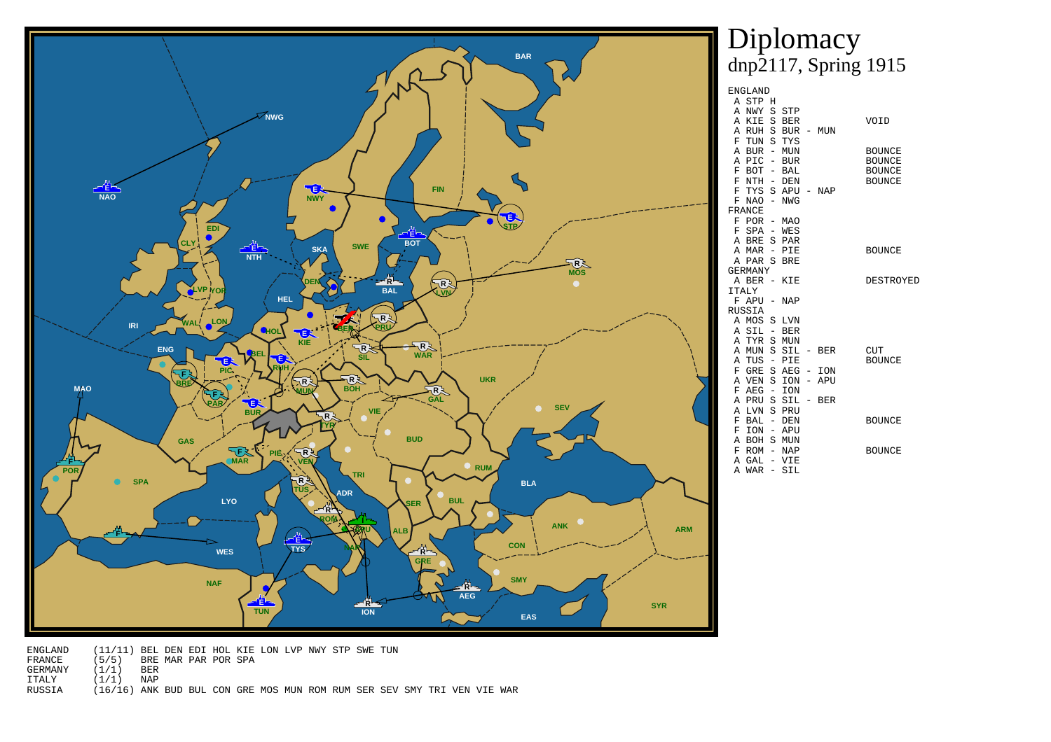# Diplomacy
## dnp2117, Spring 1915

```
ENGLAND
 A STP H
 A NWY S STP
 A KIE S BER                VOID
 A RUH S BUR - MUN
 F TUN S TYS
 A BUR - MUN                BOUNCE
 A PIC - BUR                BOUNCE
 F BOT - BAL                BOUNCE
 F NTH - DEN                BOUNCE
 F TYS S APU - NAP
 F NAO - NWG
FRANCE
 F POR - MAO
 F SPA - WES
 A BRE S PAR
 A MAR - PIE                BOUNCE
 A PAR S BRE
GERMANY
 A BER - KIE                DESTROYED
ITALY
 F APU - NAP
RUSSIA
 A MOS S LVN
 A SIL - BER
 A TYR S MUN
 A MUN S SIL - BER          CUT
 A TUS - PIE                BOUNCE
 F GRE S AEG - ION
 A VEN S ION - APU
 F AEG - ION
 A PRU S SIL - BER
 A LVN S PRU
 F BAL - DEN                BOUNCE
 F ION - APU
 A BOH S MUN
 F ROM - NAP                BOUNCE
 A GAL - VIE
 A WAR - SIL
```

```
ENGLAND    (11/11) BEL DEN EDI HOL KIE LON LVP NWY STP SWE TUN
FRANCE     (5/5)   BRE MAR PAR POR SPA
GERMANY    (1/1)   BER
ITALY      (1/1)   NAP
RUSSIA     (16/16) ANK BUD BUL CON GRE MOS MUN ROM RUM SER SEV SMY TRI VEN VIE WAR
```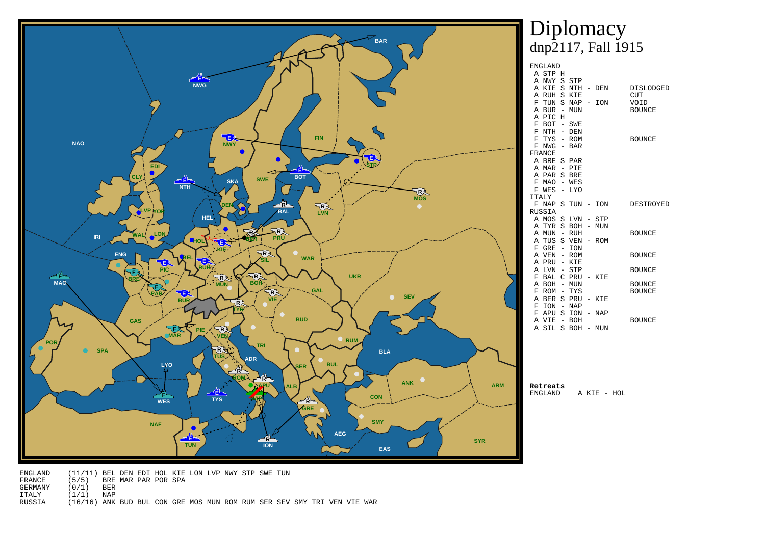# Diplomacy

## dnp2117, Fall 1915

```
ENGLAND
 A STP H
 A NWY S STP
 A KIE S NTH - DEN        DISLODGED
 A RUH S KIE              CUT
 F TUN S NAP - ION        VOID
 A BUR - MUN              BOUNCE
 A PIC H
 F BOT - SWE
 F NTH - DEN
 F TYS - ROM              BOUNCE
 F NWG - BAR
FRANCE
 A BRE S PAR
 A MAR - PIE
 A PAR S BRE
 F MAO - WES
 F WES - LYO
ITALY
 F NAP S TUN - ION        DESTROYED
RUSSIA
 A MOS S LVN - STP
 A TYR S BOH - MUN
 A MUN - RUH             BOUNCE
 A TUS S VEN - ROM
 F GRE - ION
 A VEN - ROM             BOUNCE
 A PRU - KIE
 A LVN - STP             BOUNCE
 F BAL C PRU - KIE
 A BOH - MUN             BOUNCE
 F ROM - TYS             BOUNCE
 A BER S PRU - KIE
 F ION - NAP
 F APU S ION - NAP
 A VIE - BOH             BOUNCE
 A SIL S BOH - MUN
```

**Retreats**

```
ENGLAND    A KIE - HOL
```

```
ENGLAND   (11/11) BEL DEN EDI HOL KIE LON LVP NWY STP SWE TUN
FRANCE    (5/5)   BRE MAR PAR POR SPA
GERMANY   (0/1)   BER
ITALY     (1/1)   NAP
RUSSIA    (16/16) ANK BUD BUL CON GRE MOS MUN ROM RUM SER SEV SMY TRI VEN VIE WAR
```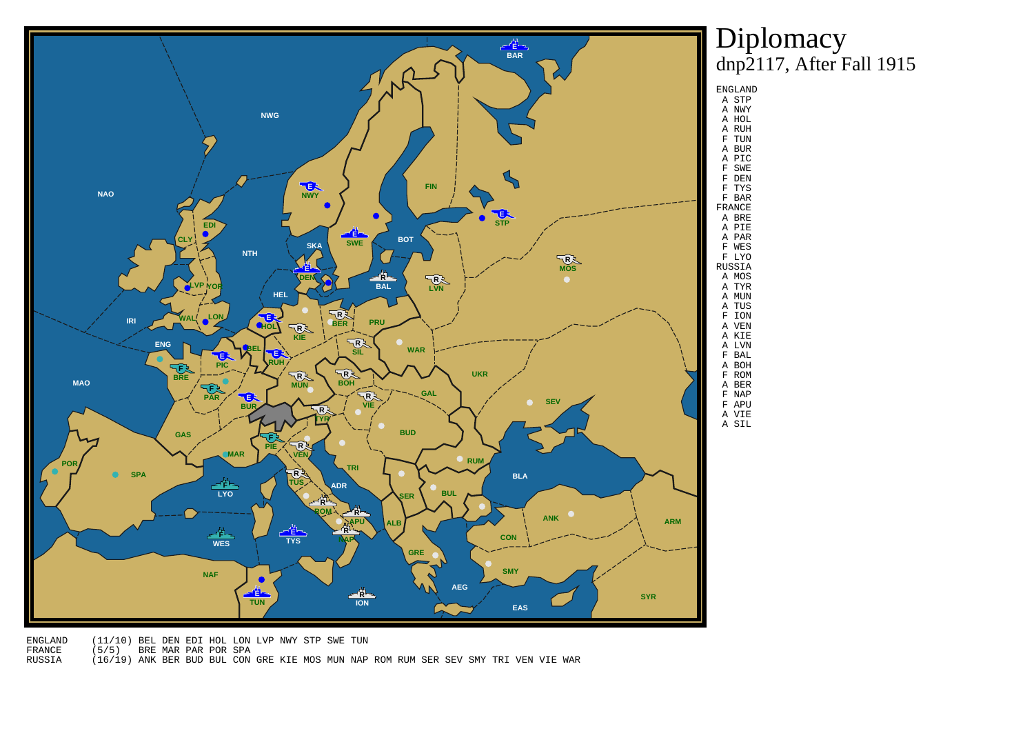# Diplomacy

dnp2117, After Fall 1915

ENGLAND
- A STP
- A NWY
- A HOL
- A RUH
- F TUN
- A BUR
- A PIC
- F SWE
- F DEN
- F TYS
- F BAR

FRANCE
- A BRE
- A PIE
- A PAR
- F WES
- F LYO

RUSSIA
- A MOS
- A TYR
- A MUN
- A TUS
- F ION
- A VEN
- A KIE
- A LVN
- F BAL
- A BOH
- F ROM
- A BER
- F NAP
- F APU
- A VIE
- A SIL

```
ENGLAND    (11/10) BEL DEN EDI HOL LON LVP NWY STP SWE TUN
FRANCE     (5/5)   BRE MAR PAR POR SPA
RUSSIA     (16/19) ANK BER BUD BUL CON GRE KIE MOS MUN NAP ROM RUM SER SEV SMY TRI VEN VIE WAR
```